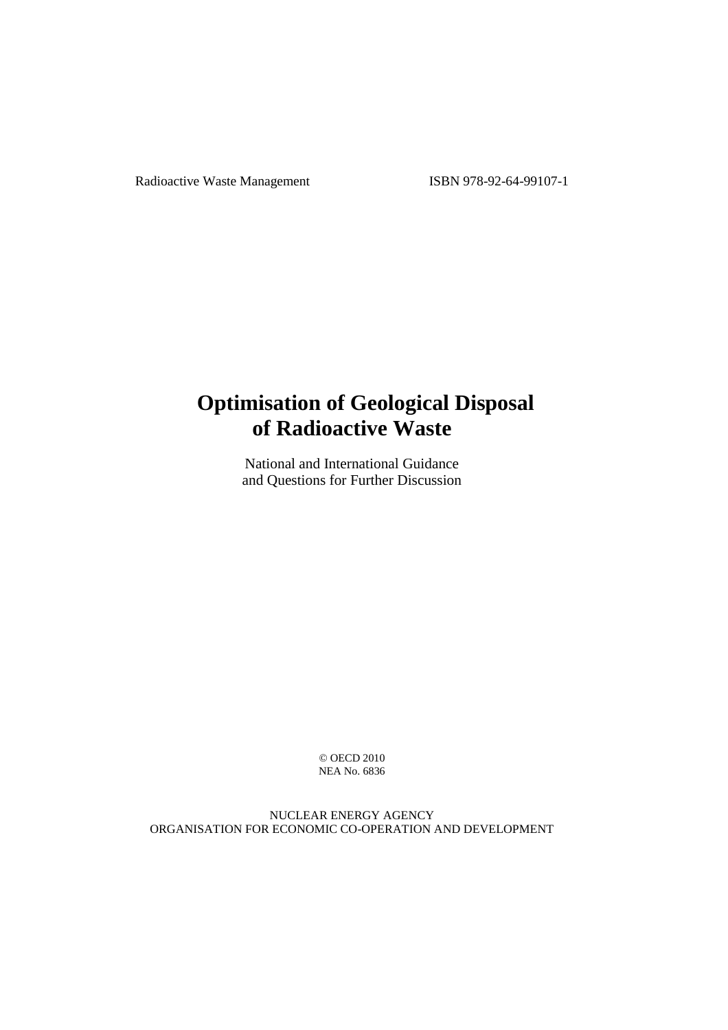Radioactive Waste Management ISBN 978-92-64-99107-1

# Optimisation of Geological Disposal of Radioactive Waste

National and International Guidance and Questions for Further Discussion

© OECD 2010
NEA No. 6836

NUCLEAR ENERGY AGENCY
ORGANISATION FOR ECONOMIC CO-OPERATION AND DEVELOPMENT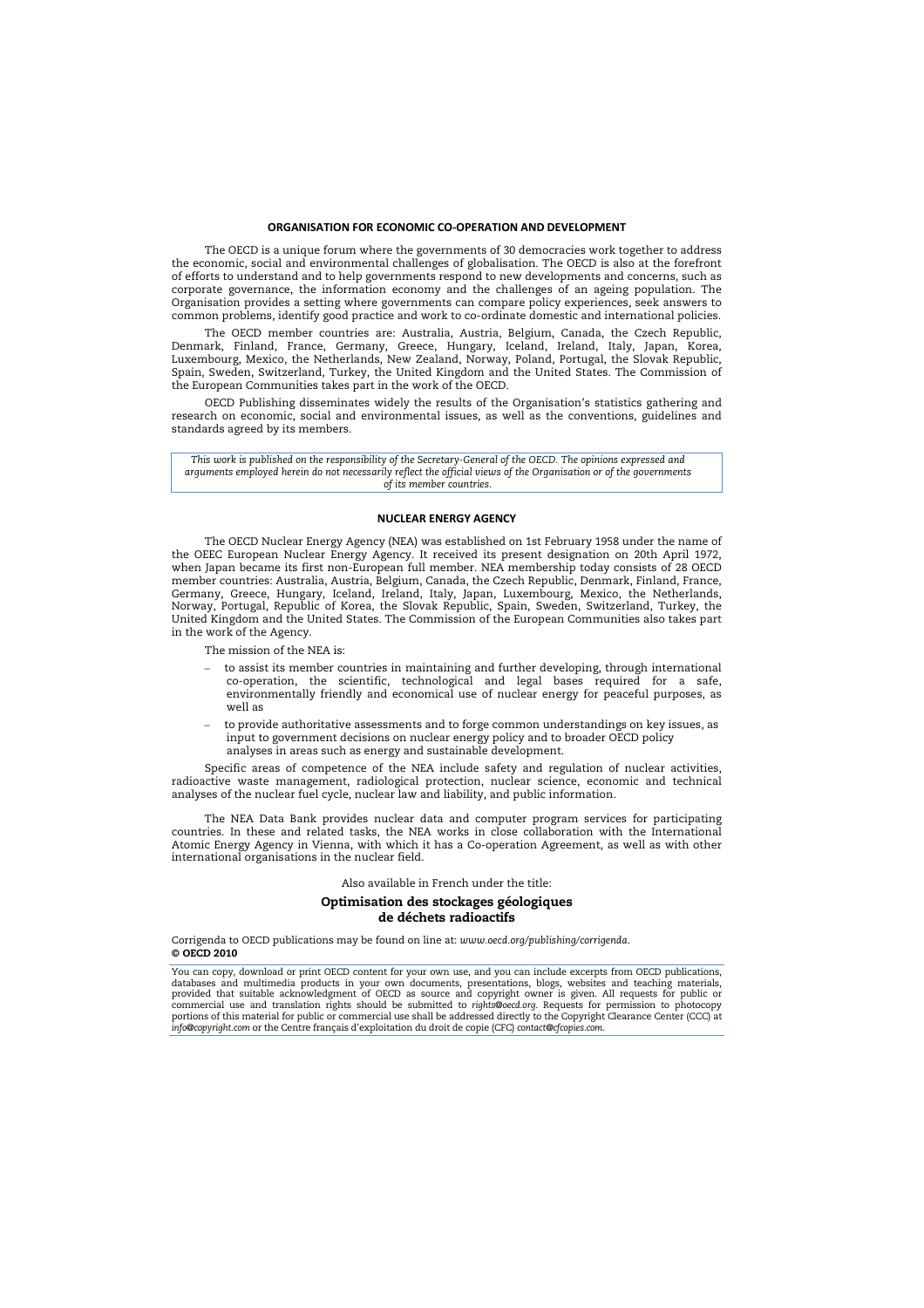### ORGANISATION FOR ECONOMIC CO-OPERATION AND DEVELOPMENT

The OECD is a unique forum where the governments of 30 democracies work together to address the economic, social and environmental challenges of globalisation. The OECD is also at the forefront of efforts to understand and to help governments respond to new developments and concerns, such as corporate governance, the information economy and the challenges of an ageing population. The Organisation provides a setting where governments can compare policy experiences, seek answers to common problems, identify good practice and work to co-ordinate domestic and international policies.

The OECD member countries are: Australia, Austria, Belgium, Canada, the Czech Republic, Denmark, Finland, France, Germany, Greece, Hungary, Iceland, Ireland, Italy, Japan, Korea, Luxembourg, Mexico, the Netherlands, New Zealand, Norway, Poland, Portugal, the Slovak Republic, Spain, Sweden, Switzerland, Turkey, the United Kingdom and the United States. The Commission of the European Communities takes part in the work of the OECD.

OECD Publishing disseminates widely the results of the Organisation's statistics gathering and research on economic, social and environmental issues, as well as the conventions, guidelines and standards agreed by its members.

*This work is published on the responsibility of the Secretary-General of the OECD. The opinions expressed and arguments employed herein do not necessarily reflect the official views of the Organisation or of the governments of its member countries.*

### NUCLEAR ENERGY AGENCY

The OECD Nuclear Energy Agency (NEA) was established on 1st February 1958 under the name of the OEEC European Nuclear Energy Agency. It received its present designation on 20th April 1972, when Japan became its first non-European full member. NEA membership today consists of 28 OECD member countries: Australia, Austria, Belgium, Canada, the Czech Republic, Denmark, Finland, France, Germany, Greece, Hungary, Iceland, Ireland, Italy, Japan, Luxembourg, Mexico, the Netherlands, Norway, Portugal, Republic of Korea, the Slovak Republic, Spain, Sweden, Switzerland, Turkey, the United Kingdom and the United States. The Commission of the European Communities also takes part in the work of the Agency.

The mission of the NEA is:

- to assist its member countries in maintaining and further developing, through international co-operation, the scientific, technological and legal bases required for a safe, environmentally friendly and economical use of nuclear energy for peaceful purposes, as well as
- to provide authoritative assessments and to forge common understandings on key issues, as input to government decisions on nuclear energy policy and to broader OECD policy analyses in areas such as energy and sustainable development.

Specific areas of competence of the NEA include safety and regulation of nuclear activities, radioactive waste management, radiological protection, nuclear science, economic and technical analyses of the nuclear fuel cycle, nuclear law and liability, and public information.

The NEA Data Bank provides nuclear data and computer program services for participating countries. In these and related tasks, the NEA works in close collaboration with the International Atomic Energy Agency in Vienna, with which it has a Co-operation Agreement, as well as with other international organisations in the nuclear field.

Also available in French under the title:

**Optimisation des stockages géologiques de déchets radioactifs**

Corrigenda to OECD publications may be found on line at: *www.oecd.org/publishing/corrigenda*.

**© OECD 2010**

You can copy, download or print OECD content for your own use, and you can include excerpts from OECD publications, databases and multimedia products in your own documents, presentations, blogs, websites and teaching materials, provided that suitable acknowledgment of OECD as source and copyright owner is given. All requests for public or commercial use and translation rights should be submitted to *rights@oecd.org*. Requests for permission to photocopy portions of this material for public or commercial use shall be addressed directly to the Copyright Clearance Center (CCC) at *info@copyright.com* or the Centre français d'exploitation du droit de copie (CFC) *contact@cfcopies.com*.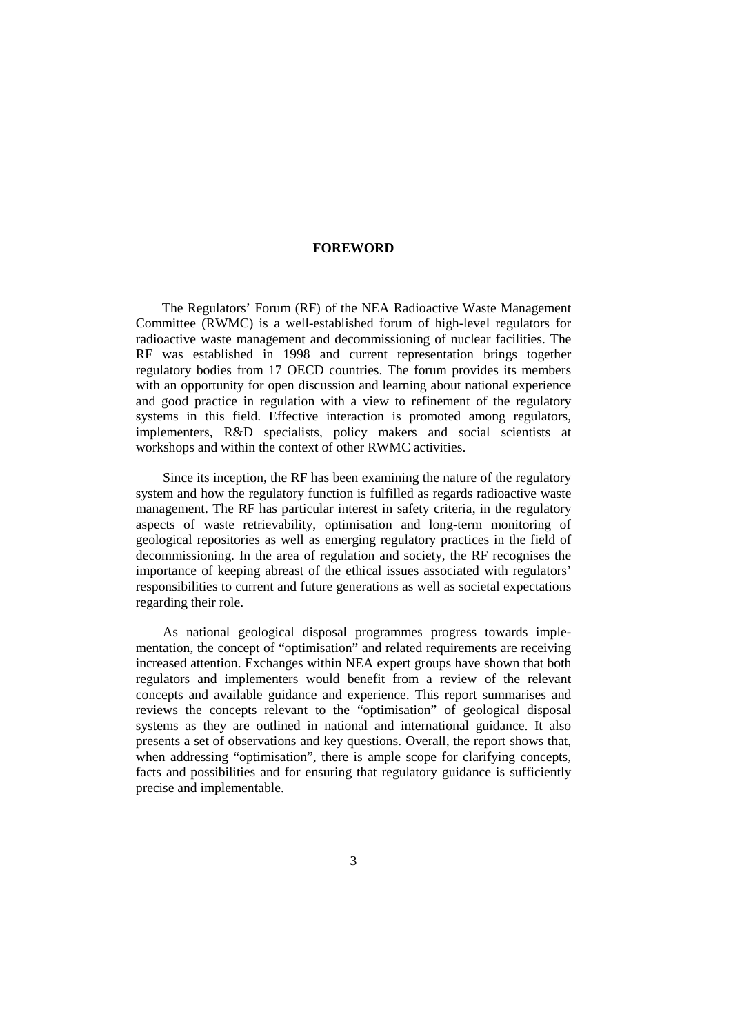# FOREWORD

The Regulators' Forum (RF) of the NEA Radioactive Waste Management Committee (RWMC) is a well-established forum of high-level regulators for radioactive waste management and decommissioning of nuclear facilities. The RF was established in 1998 and current representation brings together regulatory bodies from 17 OECD countries. The forum provides its members with an opportunity for open discussion and learning about national experience and good practice in regulation with a view to refinement of the regulatory systems in this field. Effective interaction is promoted among regulators, implementers, R&D specialists, policy makers and social scientists at workshops and within the context of other RWMC activities.

Since its inception, the RF has been examining the nature of the regulatory system and how the regulatory function is fulfilled as regards radioactive waste management. The RF has particular interest in safety criteria, in the regulatory aspects of waste retrievability, optimisation and long-term monitoring of geological repositories as well as emerging regulatory practices in the field of decommissioning. In the area of regulation and society, the RF recognises the importance of keeping abreast of the ethical issues associated with regulators' responsibilities to current and future generations as well as societal expectations regarding their role.

As national geological disposal programmes progress towards implementation, the concept of "optimisation" and related requirements are receiving increased attention. Exchanges within NEA expert groups have shown that both regulators and implementers would benefit from a review of the relevant concepts and available guidance and experience. This report summarises and reviews the concepts relevant to the "optimisation" of geological disposal systems as they are outlined in national and international guidance. It also presents a set of observations and key questions. Overall, the report shows that, when addressing "optimisation", there is ample scope for clarifying concepts, facts and possibilities and for ensuring that regulatory guidance is sufficiently precise and implementable.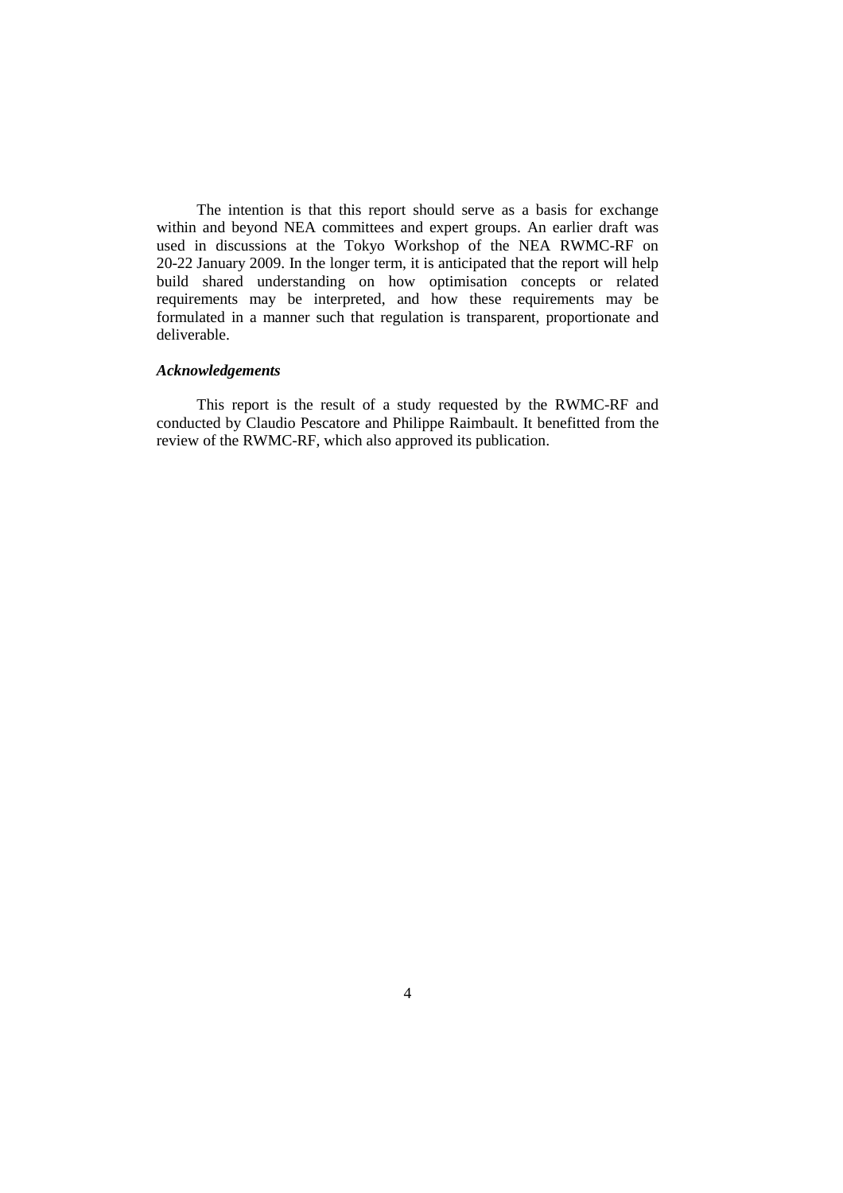The intention is that this report should serve as a basis for exchange within and beyond NEA committees and expert groups. An earlier draft was used in discussions at the Tokyo Workshop of the NEA RWMC-RF on 20-22 January 2009. In the longer term, it is anticipated that the report will help build shared understanding on how optimisation concepts or related requirements may be interpreted, and how these requirements may be formulated in a manner such that regulation is transparent, proportionate and deliverable.

### *Acknowledgements*

This report is the result of a study requested by the RWMC-RF and conducted by Claudio Pescatore and Philippe Raimbault. It benefitted from the review of the RWMC-RF, which also approved its publication.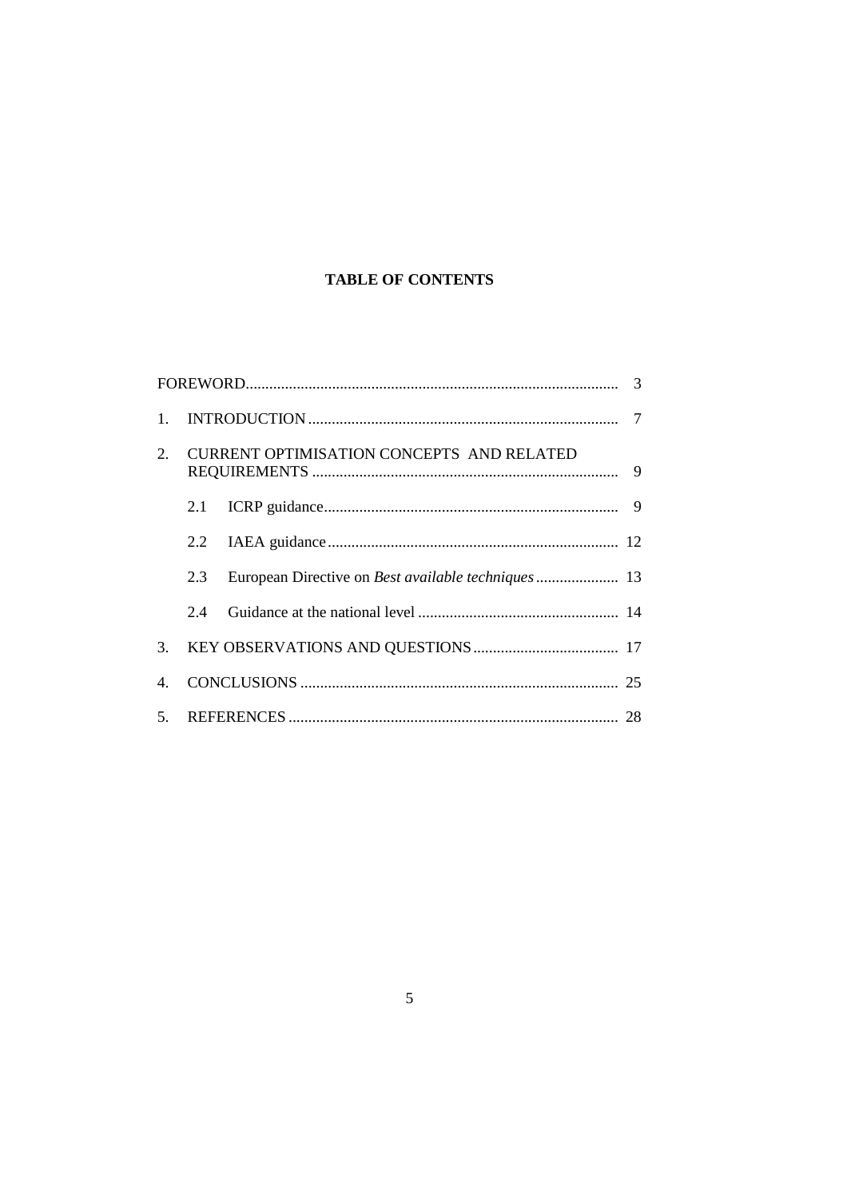# TABLE OF CONTENTS

FOREWORD .......... 3

1. INTRODUCTION .......... 7
2. CURRENT OPTIMISATION CONCEPTS AND RELATED REQUIREMENTS .......... 9
   - 2.1 ICRP guidance .......... 9
   - 2.2 IAEA guidance .......... 12
   - 2.3 European Directive on *Best available techniques* .......... 13
   - 2.4 Guidance at the national level .......... 14
3. KEY OBSERVATIONS AND QUESTIONS .......... 17
4. CONCLUSIONS .......... 25
5. REFERENCES .......... 28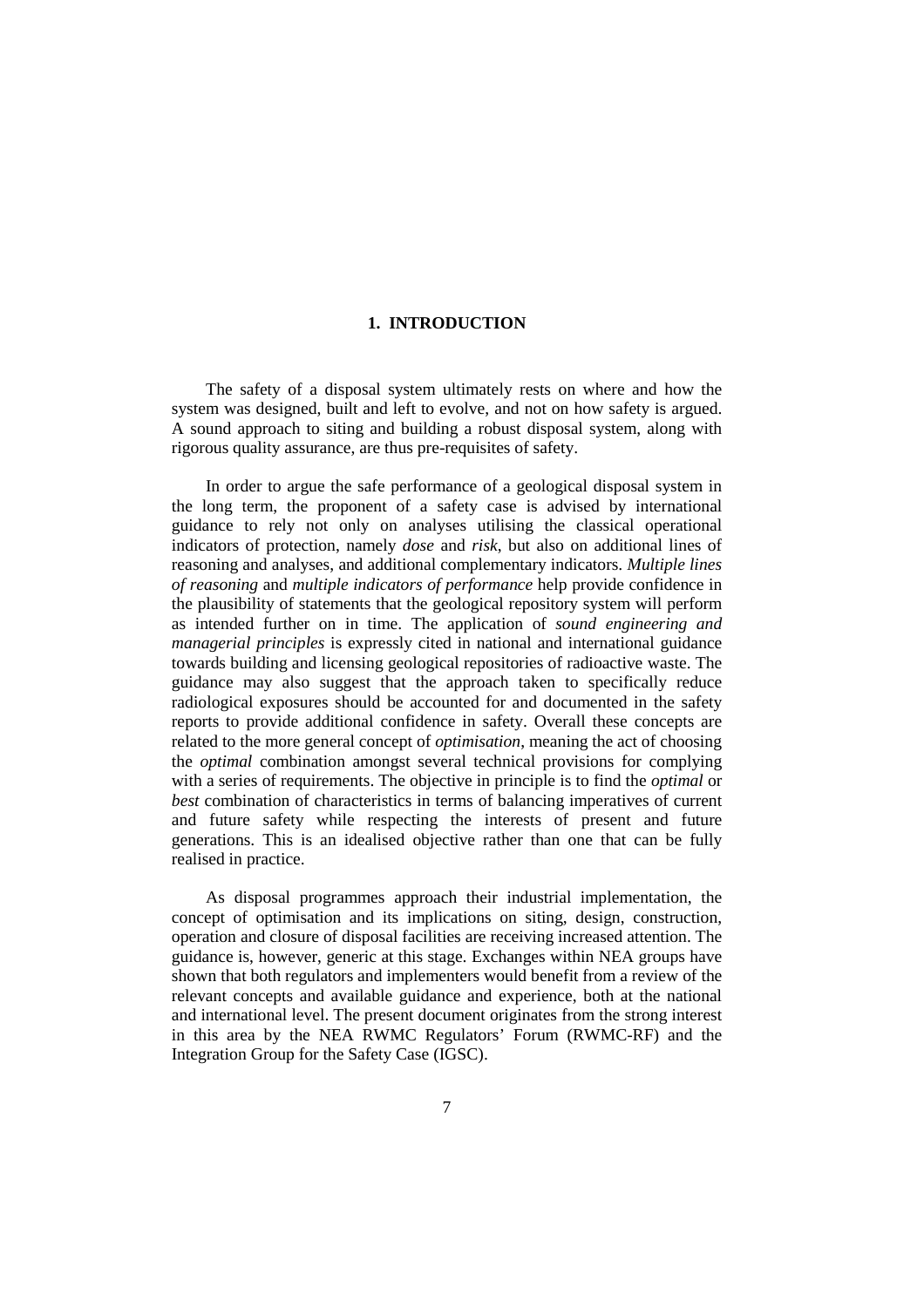# 1. INTRODUCTION

The safety of a disposal system ultimately rests on where and how the system was designed, built and left to evolve, and not on how safety is argued. A sound approach to siting and building a robust disposal system, along with rigorous quality assurance, are thus pre-requisites of safety.

In order to argue the safe performance of a geological disposal system in the long term, the proponent of a safety case is advised by international guidance to rely not only on analyses utilising the classical operational indicators of protection, namely *dose* and *risk*, but also on additional lines of reasoning and analyses, and additional complementary indicators. *Multiple lines of reasoning* and *multiple indicators of performance* help provide confidence in the plausibility of statements that the geological repository system will perform as intended further on in time. The application of *sound engineering and managerial principles* is expressly cited in national and international guidance towards building and licensing geological repositories of radioactive waste. The guidance may also suggest that the approach taken to specifically reduce radiological exposures should be accounted for and documented in the safety reports to provide additional confidence in safety. Overall these concepts are related to the more general concept of *optimisation*, meaning the act of choosing the *optimal* combination amongst several technical provisions for complying with a series of requirements. The objective in principle is to find the *optimal* or *best* combination of characteristics in terms of balancing imperatives of current and future safety while respecting the interests of present and future generations. This is an idealised objective rather than one that can be fully realised in practice.

As disposal programmes approach their industrial implementation, the concept of optimisation and its implications on siting, design, construction, operation and closure of disposal facilities are receiving increased attention. The guidance is, however, generic at this stage. Exchanges within NEA groups have shown that both regulators and implementers would benefit from a review of the relevant concepts and available guidance and experience, both at the national and international level. The present document originates from the strong interest in this area by the NEA RWMC Regulators' Forum (RWMC-RF) and the Integration Group for the Safety Case (IGSC).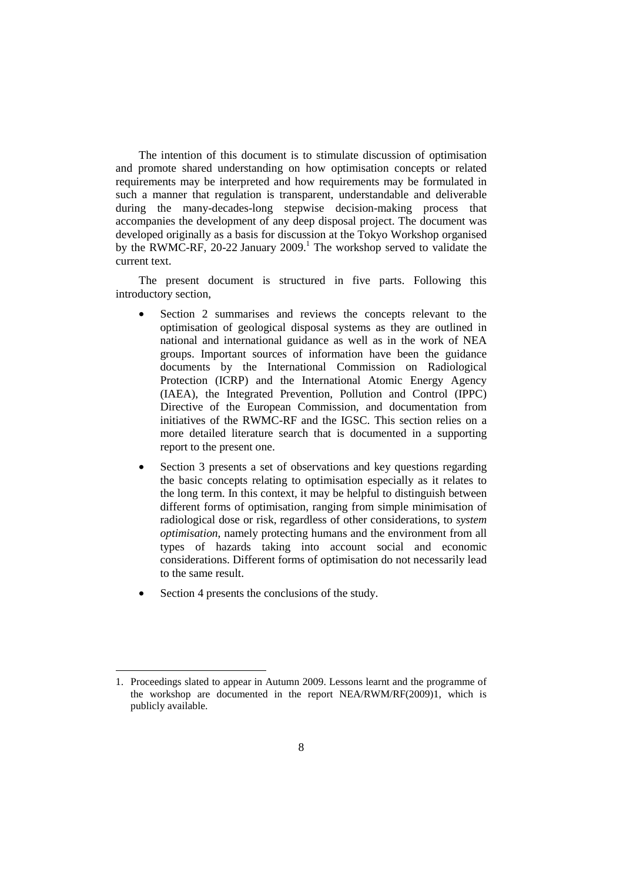The intention of this document is to stimulate discussion of optimisation and promote shared understanding on how optimisation concepts or related requirements may be interpreted and how requirements may be formulated in such a manner that regulation is transparent, understandable and deliverable during the many-decades-long stepwise decision-making process that accompanies the development of any deep disposal project. The document was developed originally as a basis for discussion at the Tokyo Workshop organised by the RWMC-RF, 20-22 January 2009.[1] The workshop served to validate the current text.

The present document is structured in five parts. Following this introductory section,

- Section 2 summarises and reviews the concepts relevant to the optimisation of geological disposal systems as they are outlined in national and international guidance as well as in the work of NEA groups. Important sources of information have been the guidance documents by the International Commission on Radiological Protection (ICRP) and the International Atomic Energy Agency (IAEA), the Integrated Prevention, Pollution and Control (IPPC) Directive of the European Commission, and documentation from initiatives of the RWMC-RF and the IGSC. This section relies on a more detailed literature search that is documented in a supporting report to the present one.
- Section 3 presents a set of observations and key questions regarding the basic concepts relating to optimisation especially as it relates to the long term. In this context, it may be helpful to distinguish between different forms of optimisation, ranging from simple minimisation of radiological dose or risk, regardless of other considerations, to *system optimisation*, namely protecting humans and the environment from all types of hazards taking into account social and economic considerations. Different forms of optimisation do not necessarily lead to the same result.
- Section 4 presents the conclusions of the study.

---

1. Proceedings slated to appear in Autumn 2009. Lessons learnt and the programme of the workshop are documented in the report NEA/RWM/RF(2009)1, which is publicly available.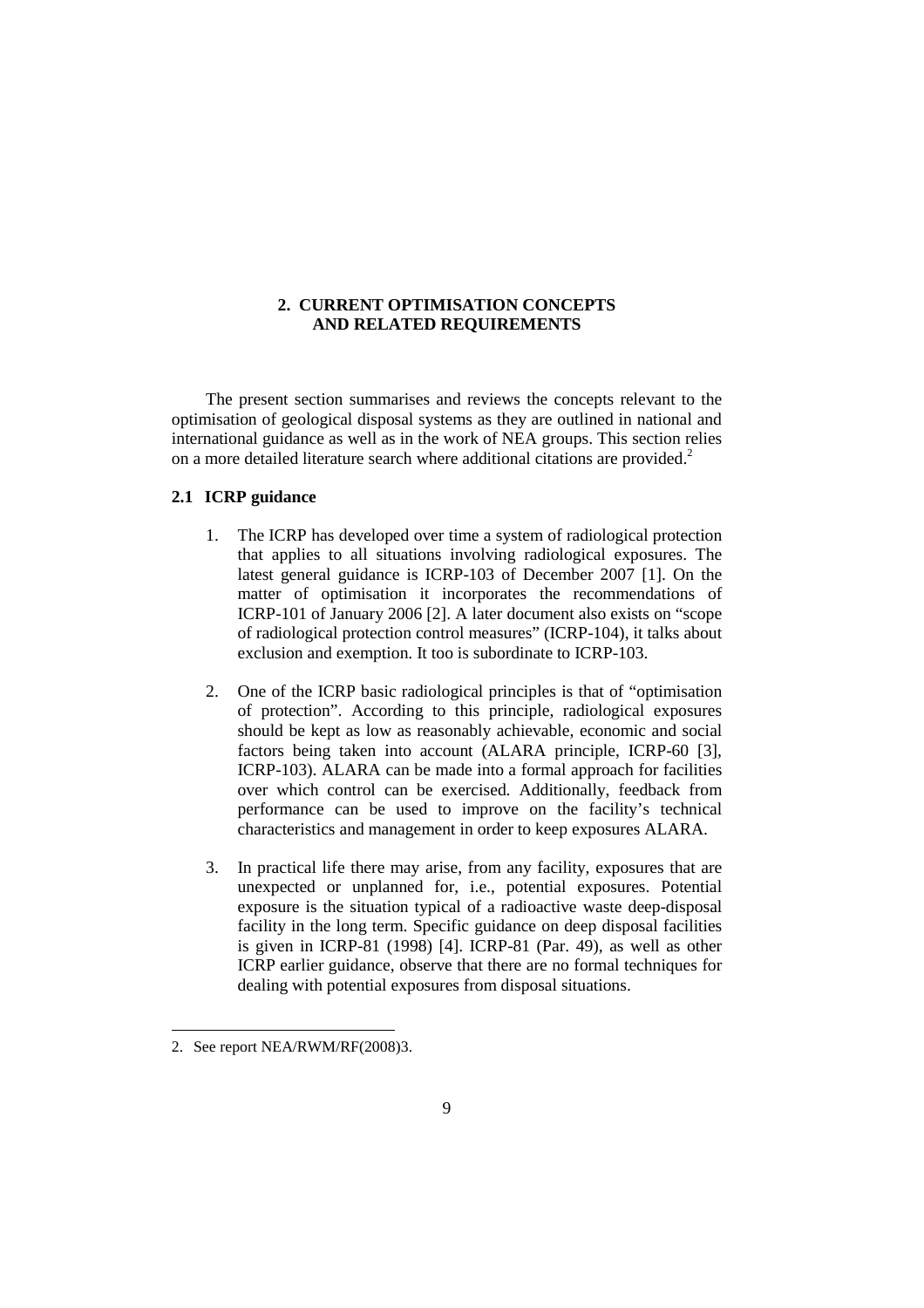# 2. CURRENT OPTIMISATION CONCEPTS AND RELATED REQUIREMENTS

The present section summarises and reviews the concepts relevant to the optimisation of geological disposal systems as they are outlined in national and international guidance as well as in the work of NEA groups. This section relies on a more detailed literature search where additional citations are provided.[2]

## 2.1 ICRP guidance

1. The ICRP has developed over time a system of radiological protection that applies to all situations involving radiological exposures. The latest general guidance is ICRP-103 of December 2007 [1]. On the matter of optimisation it incorporates the recommendations of ICRP-101 of January 2006 [2]. A later document also exists on "scope of radiological protection control measures" (ICRP-104), it talks about exclusion and exemption. It too is subordinate to ICRP-103.

2. One of the ICRP basic radiological principles is that of "optimisation of protection". According to this principle, radiological exposures should be kept as low as reasonably achievable, economic and social factors being taken into account (ALARA principle, ICRP-60 [3], ICRP-103). ALARA can be made into a formal approach for facilities over which control can be exercised. Additionally, feedback from performance can be used to improve on the facility's technical characteristics and management in order to keep exposures ALARA.

3. In practical life there may arise, from any facility, exposures that are unexpected or unplanned for, i.e., potential exposures. Potential exposure is the situation typical of a radioactive waste deep-disposal facility in the long term. Specific guidance on deep disposal facilities is given in ICRP-81 (1998) [4]. ICRP-81 (Par. 49), as well as other ICRP earlier guidance, observe that there are no formal techniques for dealing with potential exposures from disposal situations.

---

2. See report NEA/RWM/RF(2008)3.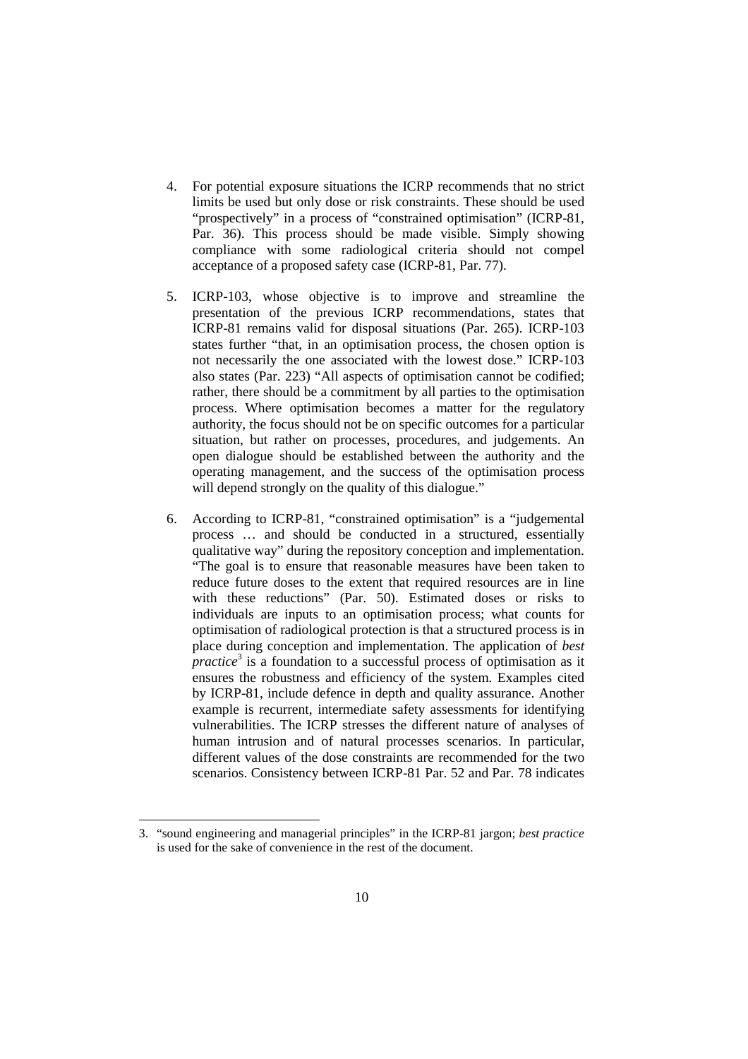4. For potential exposure situations the ICRP recommends that no strict limits be used but only dose or risk constraints. These should be used "prospectively" in a process of "constrained optimisation" (ICRP-81, Par. 36). This process should be made visible. Simply showing compliance with some radiological criteria should not compel acceptance of a proposed safety case (ICRP-81, Par. 77).

5. ICRP-103, whose objective is to improve and streamline the presentation of the previous ICRP recommendations, states that ICRP-81 remains valid for disposal situations (Par. 265). ICRP-103 states further "that, in an optimisation process, the chosen option is not necessarily the one associated with the lowest dose." ICRP-103 also states (Par. 223) "All aspects of optimisation cannot be codified; rather, there should be a commitment by all parties to the optimisation process. Where optimisation becomes a matter for the regulatory authority, the focus should not be on specific outcomes for a particular situation, but rather on processes, procedures, and judgements. An open dialogue should be established between the authority and the operating management, and the success of the optimisation process will depend strongly on the quality of this dialogue."

6. According to ICRP-81, "constrained optimisation" is a "judgemental process … and should be conducted in a structured, essentially qualitative way" during the repository conception and implementation. "The goal is to ensure that reasonable measures have been taken to reduce future doses to the extent that required resources are in line with these reductions" (Par. 50). Estimated doses or risks to individuals are inputs to an optimisation process; what counts for optimisation of radiological protection is that a structured process is in place during conception and implementation. The application of *best practice*[3] is a foundation to a successful process of optimisation as it ensures the robustness and efficiency of the system. Examples cited by ICRP-81, include defence in depth and quality assurance. Another example is recurrent, intermediate safety assessments for identifying vulnerabilities. The ICRP stresses the different nature of analyses of human intrusion and of natural processes scenarios. In particular, different values of the dose constraints are recommended for the two scenarios. Consistency between ICRP-81 Par. 52 and Par. 78 indicates

---

3. "sound engineering and managerial principles" in the ICRP-81 jargon; *best practice* is used for the sake of convenience in the rest of the document.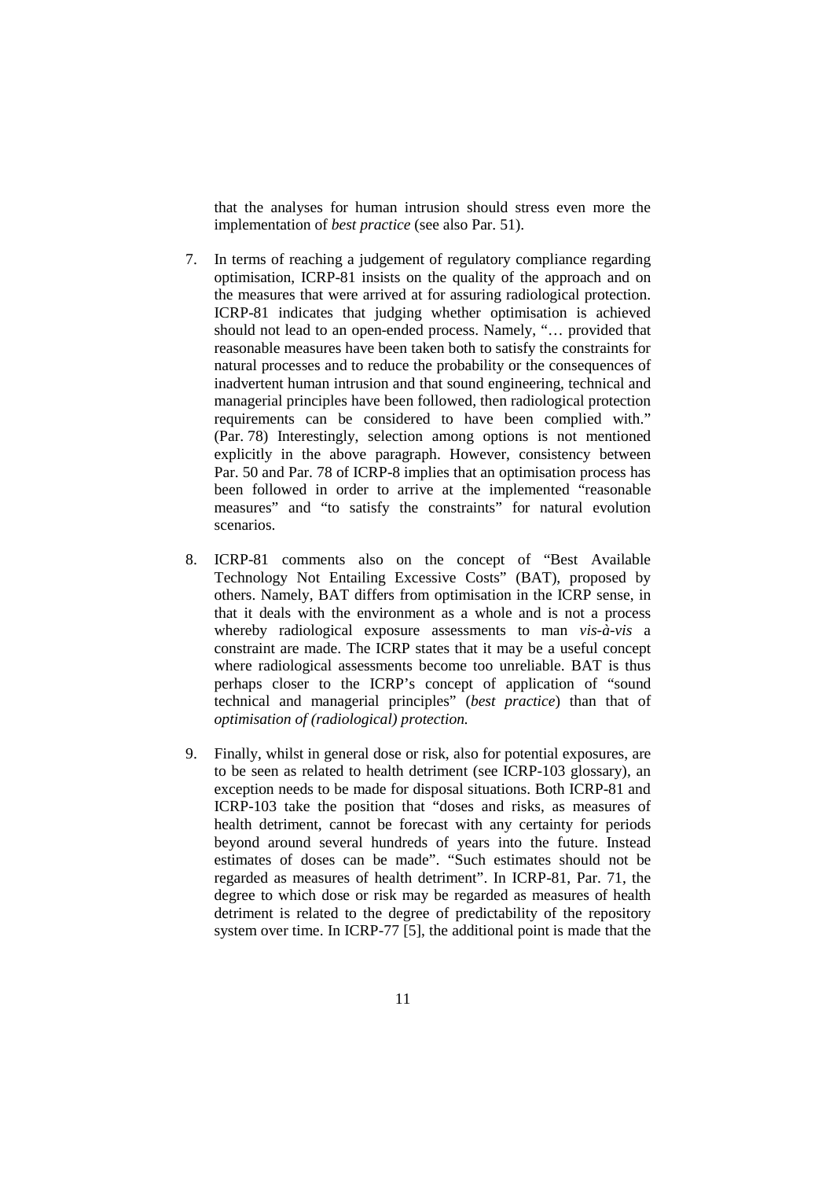that the analyses for human intrusion should stress even more the implementation of *best practice* (see also Par. 51).

7. In terms of reaching a judgement of regulatory compliance regarding optimisation, ICRP-81 insists on the quality of the approach and on the measures that were arrived at for assuring radiological protection. ICRP-81 indicates that judging whether optimisation is achieved should not lead to an open-ended process. Namely, "… provided that reasonable measures have been taken both to satisfy the constraints for natural processes and to reduce the probability or the consequences of inadvertent human intrusion and that sound engineering, technical and managerial principles have been followed, then radiological protection requirements can be considered to have been complied with." (Par. 78) Interestingly, selection among options is not mentioned explicitly in the above paragraph. However, consistency between Par. 50 and Par. 78 of ICRP-8 implies that an optimisation process has been followed in order to arrive at the implemented "reasonable measures" and "to satisfy the constraints" for natural evolution scenarios.

8. ICRP-81 comments also on the concept of "Best Available Technology Not Entailing Excessive Costs" (BAT), proposed by others. Namely, BAT differs from optimisation in the ICRP sense, in that it deals with the environment as a whole and is not a process whereby radiological exposure assessments to man *vis-à-vis* a constraint are made. The ICRP states that it may be a useful concept where radiological assessments become too unreliable. BAT is thus perhaps closer to the ICRP's concept of application of "sound technical and managerial principles" (*best practice*) than that of *optimisation of (radiological) protection.*

9. Finally, whilst in general dose or risk, also for potential exposures, are to be seen as related to health detriment (see ICRP-103 glossary), an exception needs to be made for disposal situations. Both ICRP-81 and ICRP-103 take the position that "doses and risks, as measures of health detriment, cannot be forecast with any certainty for periods beyond around several hundreds of years into the future. Instead estimates of doses can be made". "Such estimates should not be regarded as measures of health detriment". In ICRP-81, Par. 71, the degree to which dose or risk may be regarded as measures of health detriment is related to the degree of predictability of the repository system over time. In ICRP-77 [5], the additional point is made that the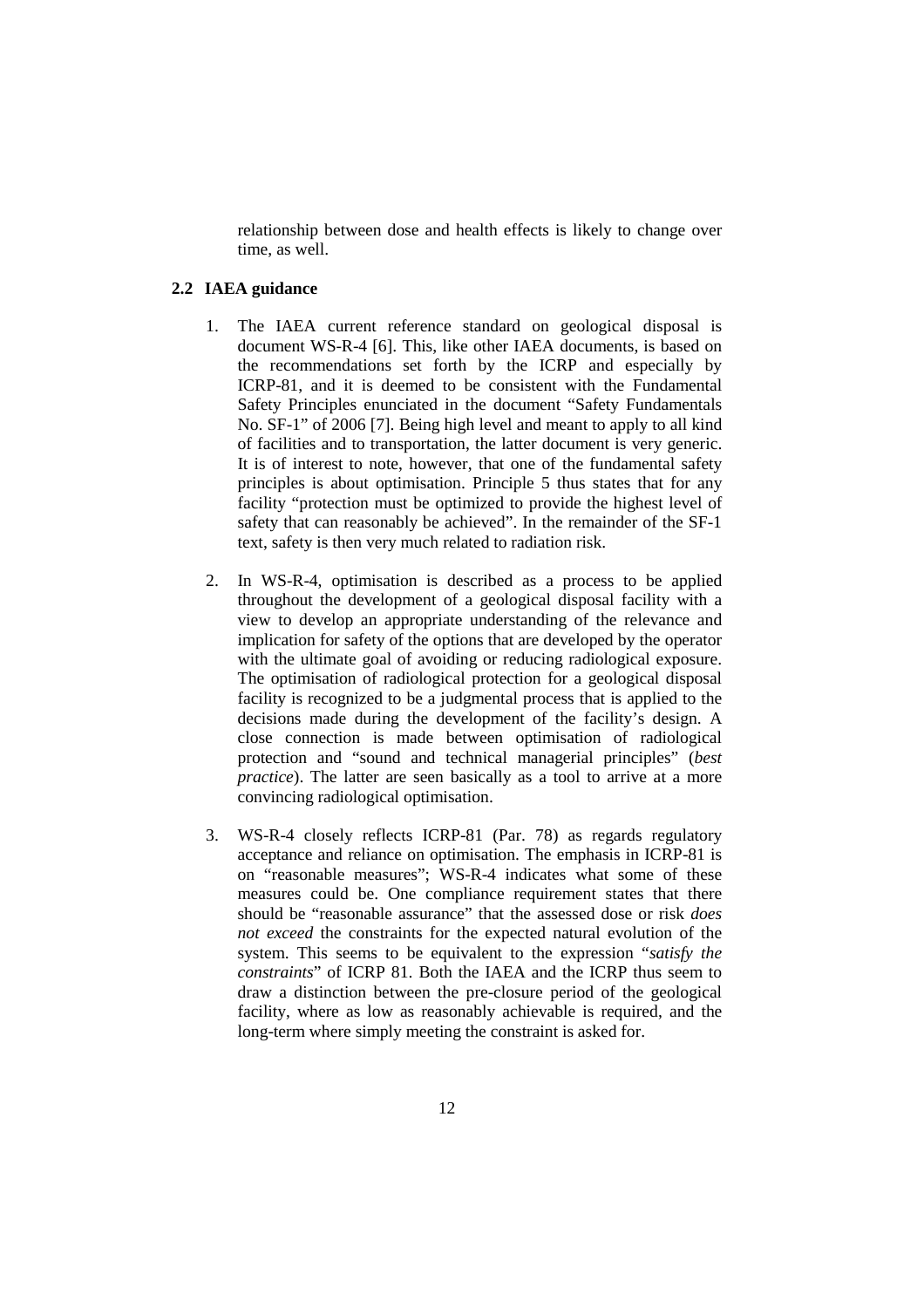relationship between dose and health effects is likely to change over time, as well.

## 2.2 IAEA guidance

1. The IAEA current reference standard on geological disposal is document WS-R-4 [6]. This, like other IAEA documents, is based on the recommendations set forth by the ICRP and especially by ICRP-81, and it is deemed to be consistent with the Fundamental Safety Principles enunciated in the document "Safety Fundamentals No. SF-1" of 2006 [7]. Being high level and meant to apply to all kind of facilities and to transportation, the latter document is very generic. It is of interest to note, however, that one of the fundamental safety principles is about optimisation. Principle 5 thus states that for any facility "protection must be optimized to provide the highest level of safety that can reasonably be achieved". In the remainder of the SF-1 text, safety is then very much related to radiation risk.

2. In WS-R-4, optimisation is described as a process to be applied throughout the development of a geological disposal facility with a view to develop an appropriate understanding of the relevance and implication for safety of the options that are developed by the operator with the ultimate goal of avoiding or reducing radiological exposure. The optimisation of radiological protection for a geological disposal facility is recognized to be a judgmental process that is applied to the decisions made during the development of the facility's design. A close connection is made between optimisation of radiological protection and "sound and technical managerial principles" (*best practice*). The latter are seen basically as a tool to arrive at a more convincing radiological optimisation.

3. WS-R-4 closely reflects ICRP-81 (Par. 78) as regards regulatory acceptance and reliance on optimisation. The emphasis in ICRP-81 is on "reasonable measures"; WS-R-4 indicates what some of these measures could be. One compliance requirement states that there should be "reasonable assurance" that the assessed dose or risk *does not exceed* the constraints for the expected natural evolution of the system. This seems to be equivalent to the expression "*satisfy the constraints*" of ICRP 81. Both the IAEA and the ICRP thus seem to draw a distinction between the pre-closure period of the geological facility, where as low as reasonably achievable is required, and the long-term where simply meeting the constraint is asked for.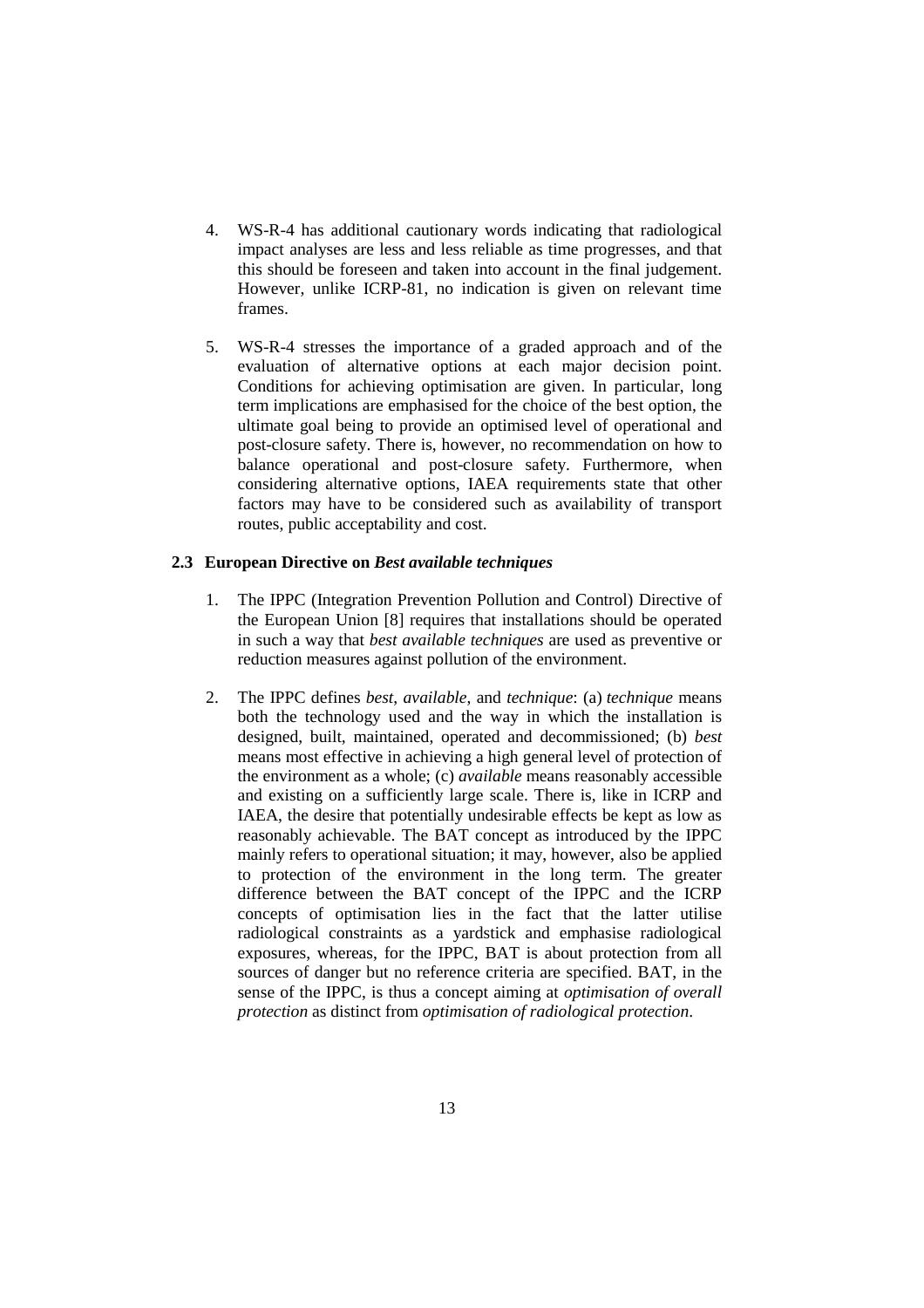4. WS-R-4 has additional cautionary words indicating that radiological impact analyses are less and less reliable as time progresses, and that this should be foreseen and taken into account in the final judgement. However, unlike ICRP-81, no indication is given on relevant time frames.

5. WS-R-4 stresses the importance of a graded approach and of the evaluation of alternative options at each major decision point. Conditions for achieving optimisation are given. In particular, long term implications are emphasised for the choice of the best option, the ultimate goal being to provide an optimised level of operational and post-closure safety. There is, however, no recommendation on how to balance operational and post-closure safety. Furthermore, when considering alternative options, IAEA requirements state that other factors may have to be considered such as availability of transport routes, public acceptability and cost.

### 2.3 European Directive on *Best available techniques*

1. The IPPC (Integration Prevention Pollution and Control) Directive of the European Union [8] requires that installations should be operated in such a way that *best available techniques* are used as preventive or reduction measures against pollution of the environment.

2. The IPPC defines *best*, *available*, and *technique*: (a) *technique* means both the technology used and the way in which the installation is designed, built, maintained, operated and decommissioned; (b) *best* means most effective in achieving a high general level of protection of the environment as a whole; (c) *available* means reasonably accessible and existing on a sufficiently large scale. There is, like in ICRP and IAEA, the desire that potentially undesirable effects be kept as low as reasonably achievable. The BAT concept as introduced by the IPPC mainly refers to operational situation; it may, however, also be applied to protection of the environment in the long term. The greater difference between the BAT concept of the IPPC and the ICRP concepts of optimisation lies in the fact that the latter utilise radiological constraints as a yardstick and emphasise radiological exposures, whereas, for the IPPC, BAT is about protection from all sources of danger but no reference criteria are specified. BAT, in the sense of the IPPC, is thus a concept aiming at *optimisation of overall protection* as distinct from *optimisation of radiological protection*.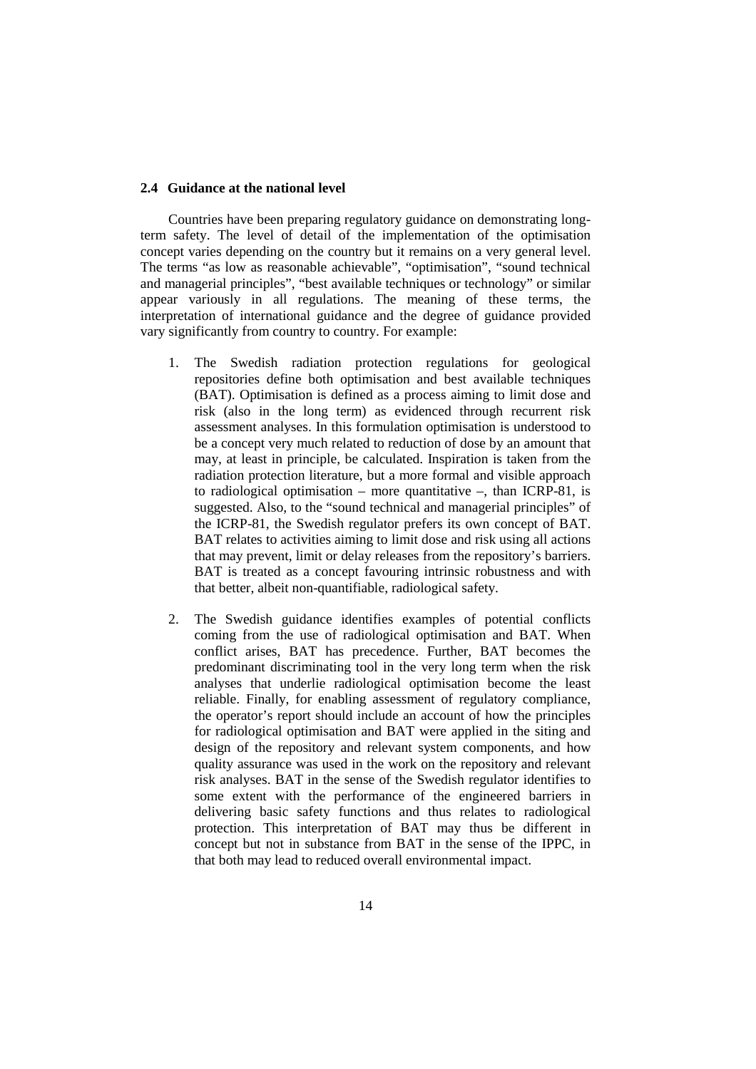## 2.4 Guidance at the national level

Countries have been preparing regulatory guidance on demonstrating long-term safety. The level of detail of the implementation of the optimisation concept varies depending on the country but it remains on a very general level. The terms "as low as reasonable achievable", "optimisation", "sound technical and managerial principles", "best available techniques or technology" or similar appear variously in all regulations. The meaning of these terms, the interpretation of international guidance and the degree of guidance provided vary significantly from country to country. For example:

1. The Swedish radiation protection regulations for geological repositories define both optimisation and best available techniques (BAT). Optimisation is defined as a process aiming to limit dose and risk (also in the long term) as evidenced through recurrent risk assessment analyses. In this formulation optimisation is understood to be a concept very much related to reduction of dose by an amount that may, at least in principle, be calculated. Inspiration is taken from the radiation protection literature, but a more formal and visible approach to radiological optimisation – more quantitative –, than ICRP-81, is suggested. Also, to the "sound technical and managerial principles" of the ICRP-81, the Swedish regulator prefers its own concept of BAT. BAT relates to activities aiming to limit dose and risk using all actions that may prevent, limit or delay releases from the repository's barriers. BAT is treated as a concept favouring intrinsic robustness and with that better, albeit non-quantifiable, radiological safety.

2. The Swedish guidance identifies examples of potential conflicts coming from the use of radiological optimisation and BAT. When conflict arises, BAT has precedence. Further, BAT becomes the predominant discriminating tool in the very long term when the risk analyses that underlie radiological optimisation become the least reliable. Finally, for enabling assessment of regulatory compliance, the operator's report should include an account of how the principles for radiological optimisation and BAT were applied in the siting and design of the repository and relevant system components, and how quality assurance was used in the work on the repository and relevant risk analyses. BAT in the sense of the Swedish regulator identifies to some extent with the performance of the engineered barriers in delivering basic safety functions and thus relates to radiological protection. This interpretation of BAT may thus be different in concept but not in substance from BAT in the sense of the IPPC, in that both may lead to reduced overall environmental impact.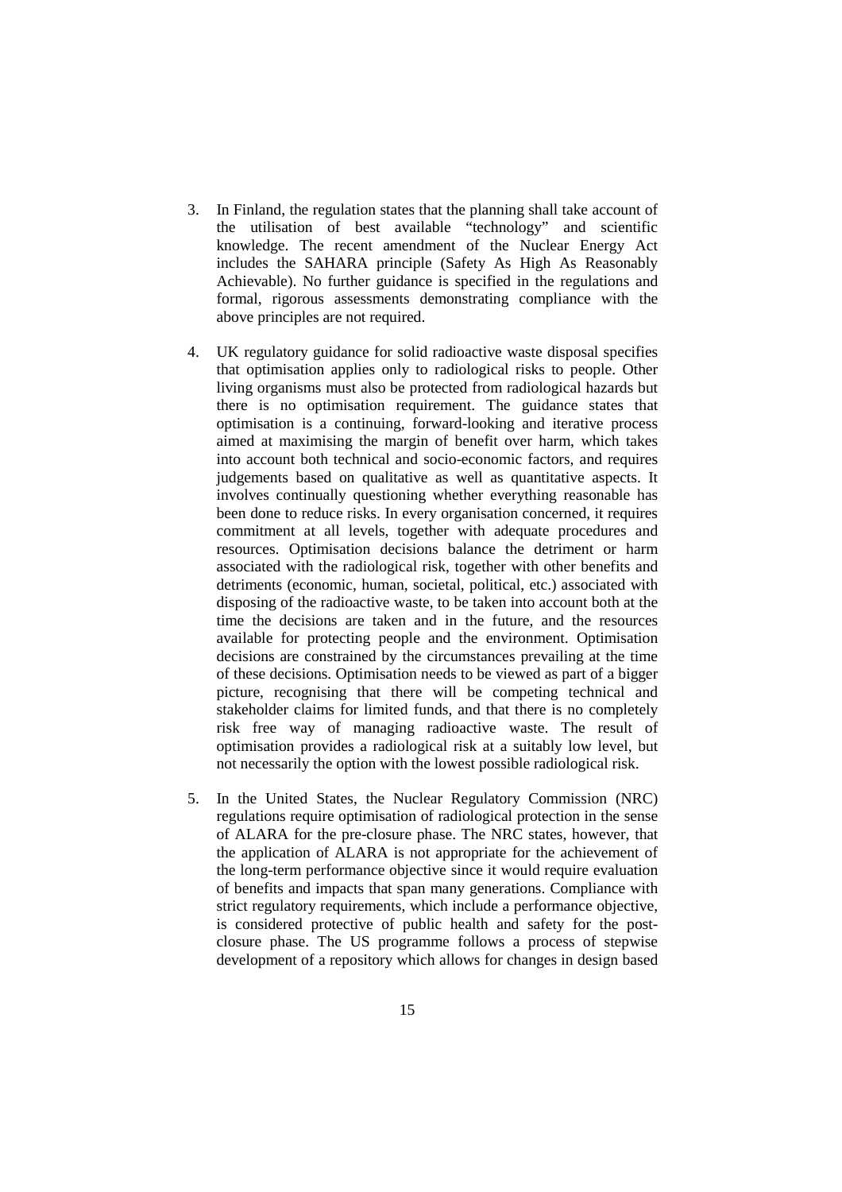3. In Finland, the regulation states that the planning shall take account of the utilisation of best available "technology" and scientific knowledge. The recent amendment of the Nuclear Energy Act includes the SAHARA principle (Safety As High As Reasonably Achievable). No further guidance is specified in the regulations and formal, rigorous assessments demonstrating compliance with the above principles are not required.

4. UK regulatory guidance for solid radioactive waste disposal specifies that optimisation applies only to radiological risks to people. Other living organisms must also be protected from radiological hazards but there is no optimisation requirement. The guidance states that optimisation is a continuing, forward-looking and iterative process aimed at maximising the margin of benefit over harm, which takes into account both technical and socio-economic factors, and requires judgements based on qualitative as well as quantitative aspects. It involves continually questioning whether everything reasonable has been done to reduce risks. In every organisation concerned, it requires commitment at all levels, together with adequate procedures and resources. Optimisation decisions balance the detriment or harm associated with the radiological risk, together with other benefits and detriments (economic, human, societal, political, etc.) associated with disposing of the radioactive waste, to be taken into account both at the time the decisions are taken and in the future, and the resources available for protecting people and the environment. Optimisation decisions are constrained by the circumstances prevailing at the time of these decisions. Optimisation needs to be viewed as part of a bigger picture, recognising that there will be competing technical and stakeholder claims for limited funds, and that there is no completely risk free way of managing radioactive waste. The result of optimisation provides a radiological risk at a suitably low level, but not necessarily the option with the lowest possible radiological risk.

5. In the United States, the Nuclear Regulatory Commission (NRC) regulations require optimisation of radiological protection in the sense of ALARA for the pre-closure phase. The NRC states, however, that the application of ALARA is not appropriate for the achievement of the long-term performance objective since it would require evaluation of benefits and impacts that span many generations. Compliance with strict regulatory requirements, which include a performance objective, is considered protective of public health and safety for the post-closure phase. The US programme follows a process of stepwise development of a repository which allows for changes in design based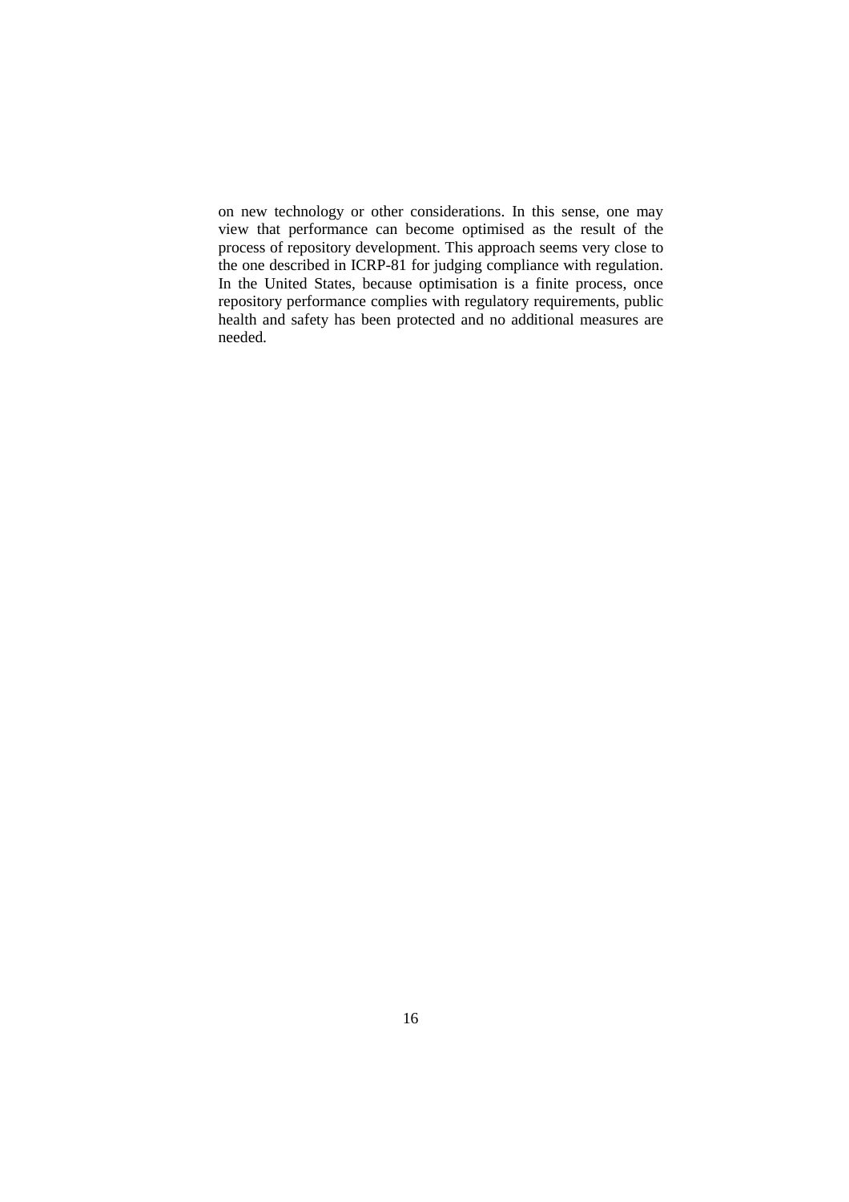on new technology or other considerations. In this sense, one may view that performance can become optimised as the result of the process of repository development. This approach seems very close to the one described in ICRP-81 for judging compliance with regulation. In the United States, because optimisation is a finite process, once repository performance complies with regulatory requirements, public health and safety has been protected and no additional measures are needed.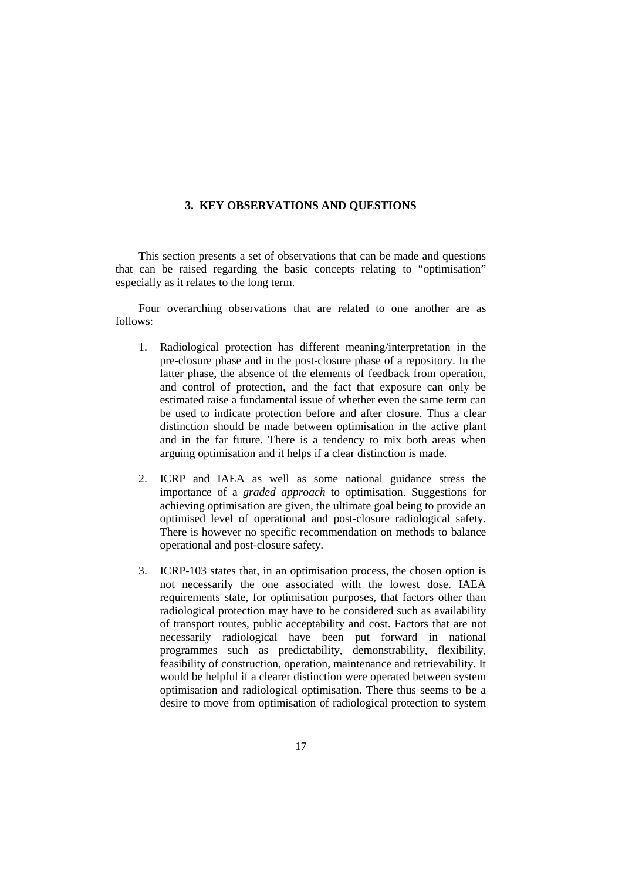## 3. KEY OBSERVATIONS AND QUESTIONS

This section presents a set of observations that can be made and questions that can be raised regarding the basic concepts relating to "optimisation" especially as it relates to the long term.

Four overarching observations that are related to one another are as follows:

1. Radiological protection has different meaning/interpretation in the pre-closure phase and in the post-closure phase of a repository. In the latter phase, the absence of the elements of feedback from operation, and control of protection, and the fact that exposure can only be estimated raise a fundamental issue of whether even the same term can be used to indicate protection before and after closure. Thus a clear distinction should be made between optimisation in the active plant and in the far future. There is a tendency to mix both areas when arguing optimisation and it helps if a clear distinction is made.

2. ICRP and IAEA as well as some national guidance stress the importance of a *graded approach* to optimisation. Suggestions for achieving optimisation are given, the ultimate goal being to provide an optimised level of operational and post-closure radiological safety. There is however no specific recommendation on methods to balance operational and post-closure safety.

3. ICRP-103 states that, in an optimisation process, the chosen option is not necessarily the one associated with the lowest dose. IAEA requirements state, for optimisation purposes, that factors other than radiological protection may have to be considered such as availability of transport routes, public acceptability and cost. Factors that are not necessarily radiological have been put forward in national programmes such as predictability, demonstrability, flexibility, feasibility of construction, operation, maintenance and retrievability. It would be helpful if a clearer distinction were operated between system optimisation and radiological optimisation. There thus seems to be a desire to move from optimisation of radiological protection to system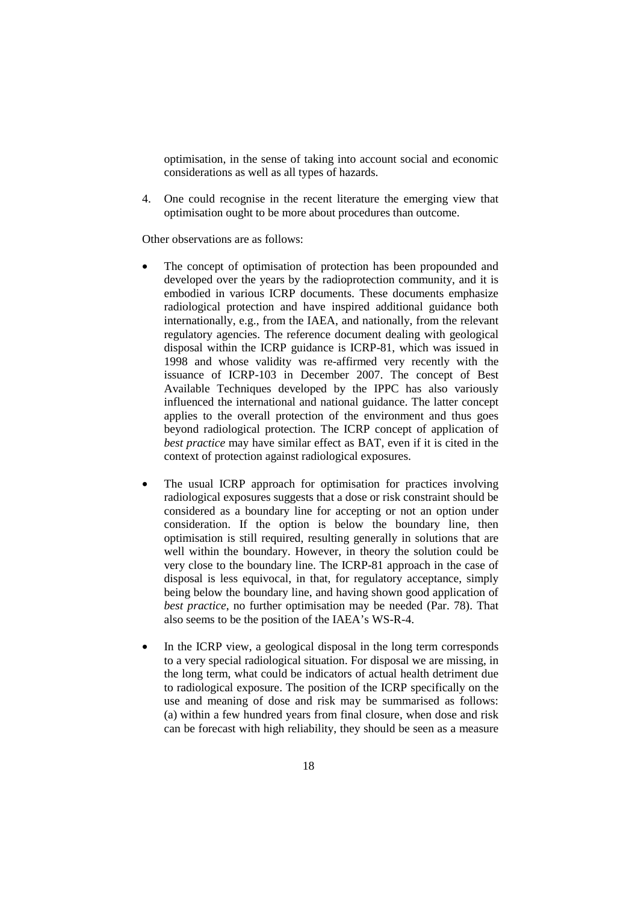optimisation, in the sense of taking into account social and economic considerations as well as all types of hazards.

4. One could recognise in the recent literature the emerging view that optimisation ought to be more about procedures than outcome.

Other observations are as follows:

- The concept of optimisation of protection has been propounded and developed over the years by the radioprotection community, and it is embodied in various ICRP documents. These documents emphasize radiological protection and have inspired additional guidance both internationally, e.g., from the IAEA, and nationally, from the relevant regulatory agencies. The reference document dealing with geological disposal within the ICRP guidance is ICRP-81, which was issued in 1998 and whose validity was re-affirmed very recently with the issuance of ICRP-103 in December 2007. The concept of Best Available Techniques developed by the IPPC has also variously influenced the international and national guidance. The latter concept applies to the overall protection of the environment and thus goes beyond radiological protection. The ICRP concept of application of *best practice* may have similar effect as BAT, even if it is cited in the context of protection against radiological exposures.

- The usual ICRP approach for optimisation for practices involving radiological exposures suggests that a dose or risk constraint should be considered as a boundary line for accepting or not an option under consideration. If the option is below the boundary line, then optimisation is still required, resulting generally in solutions that are well within the boundary. However, in theory the solution could be very close to the boundary line. The ICRP-81 approach in the case of disposal is less equivocal, in that, for regulatory acceptance, simply being below the boundary line, and having shown good application of *best practice*, no further optimisation may be needed (Par. 78). That also seems to be the position of the IAEA's WS-R-4.

- In the ICRP view, a geological disposal in the long term corresponds to a very special radiological situation. For disposal we are missing, in the long term, what could be indicators of actual health detriment due to radiological exposure. The position of the ICRP specifically on the use and meaning of dose and risk may be summarised as follows: (a) within a few hundred years from final closure, when dose and risk can be forecast with high reliability, they should be seen as a measure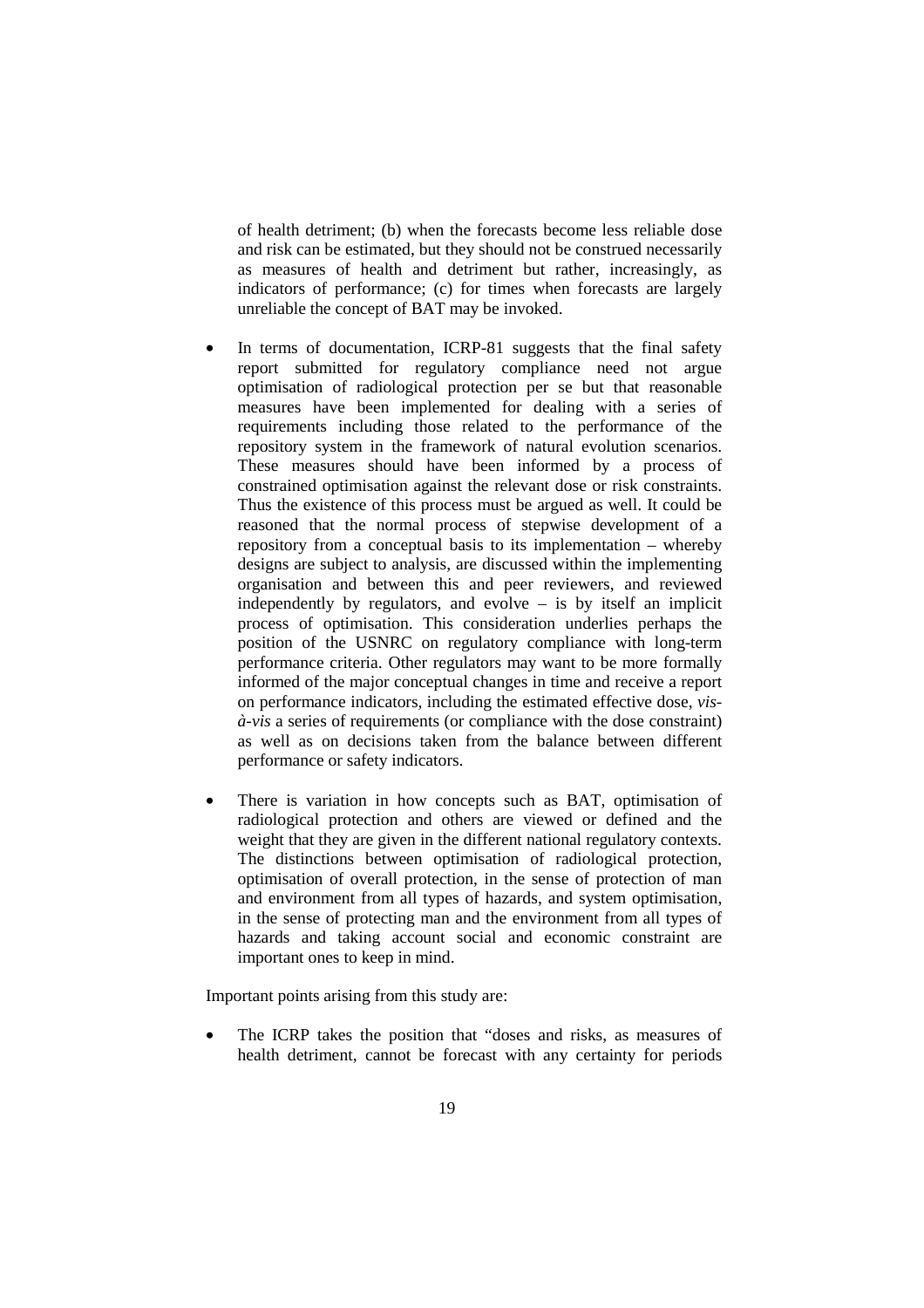of health detriment; (b) when the forecasts become less reliable dose and risk can be estimated, but they should not be construed necessarily as measures of health and detriment but rather, increasingly, as indicators of performance; (c) for times when forecasts are largely unreliable the concept of BAT may be invoked.

- In terms of documentation, ICRP-81 suggests that the final safety report submitted for regulatory compliance need not argue optimisation of radiological protection per se but that reasonable measures have been implemented for dealing with a series of requirements including those related to the performance of the repository system in the framework of natural evolution scenarios. These measures should have been informed by a process of constrained optimisation against the relevant dose or risk constraints. Thus the existence of this process must be argued as well. It could be reasoned that the normal process of stepwise development of a repository from a conceptual basis to its implementation – whereby designs are subject to analysis, are discussed within the implementing organisation and between this and peer reviewers, and reviewed independently by regulators, and evolve – is by itself an implicit process of optimisation. This consideration underlies perhaps the position of the USNRC on regulatory compliance with long-term performance criteria. Other regulators may want to be more formally informed of the major conceptual changes in time and receive a report on performance indicators, including the estimated effective dose, *vis-à-vis* a series of requirements (or compliance with the dose constraint) as well as on decisions taken from the balance between different performance or safety indicators.

- There is variation in how concepts such as BAT, optimisation of radiological protection and others are viewed or defined and the weight that they are given in the different national regulatory contexts. The distinctions between optimisation of radiological protection, optimisation of overall protection, in the sense of protection of man and environment from all types of hazards, and system optimisation, in the sense of protecting man and the environment from all types of hazards and taking account social and economic constraint are important ones to keep in mind.

Important points arising from this study are:

- The ICRP takes the position that "doses and risks, as measures of health detriment, cannot be forecast with any certainty for periods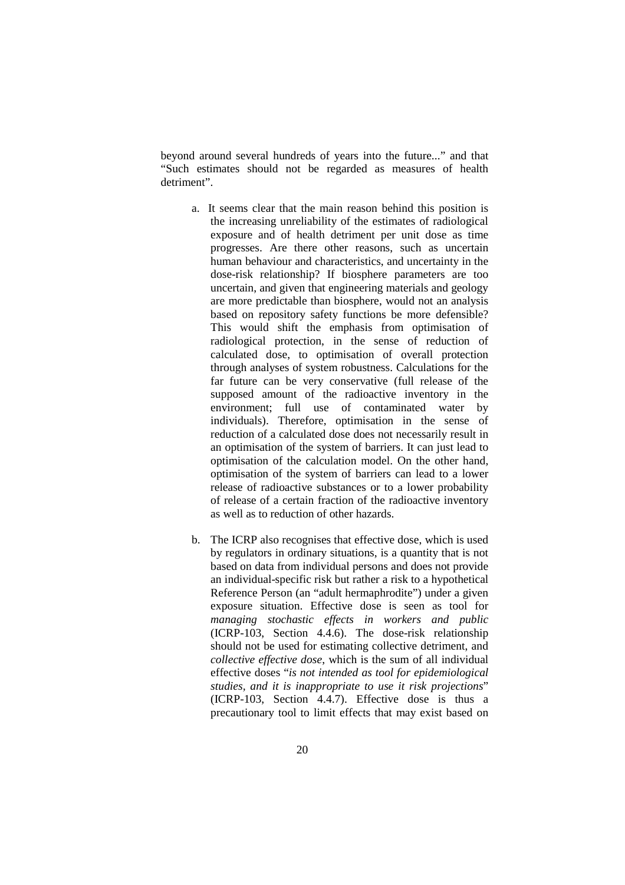beyond around several hundreds of years into the future..." and that "Such estimates should not be regarded as measures of health detriment".

a. It seems clear that the main reason behind this position is the increasing unreliability of the estimates of radiological exposure and of health detriment per unit dose as time progresses. Are there other reasons, such as uncertain human behaviour and characteristics, and uncertainty in the dose-risk relationship? If biosphere parameters are too uncertain, and given that engineering materials and geology are more predictable than biosphere, would not an analysis based on repository safety functions be more defensible? This would shift the emphasis from optimisation of radiological protection, in the sense of reduction of calculated dose, to optimisation of overall protection through analyses of system robustness. Calculations for the far future can be very conservative (full release of the supposed amount of the radioactive inventory in the environment; full use of contaminated water by individuals). Therefore, optimisation in the sense of reduction of a calculated dose does not necessarily result in an optimisation of the system of barriers. It can just lead to optimisation of the calculation model. On the other hand, optimisation of the system of barriers can lead to a lower release of radioactive substances or to a lower probability of release of a certain fraction of the radioactive inventory as well as to reduction of other hazards.

b. The ICRP also recognises that effective dose, which is used by regulators in ordinary situations, is a quantity that is not based on data from individual persons and does not provide an individual-specific risk but rather a risk to a hypothetical Reference Person (an "adult hermaphrodite") under a given exposure situation. Effective dose is seen as tool for *managing stochastic effects in workers and public* (ICRP-103, Section 4.4.6). The dose-risk relationship should not be used for estimating collective detriment, and *collective effective dose*, which is the sum of all individual effective doses "*is not intended as tool for epidemiological studies, and it is inappropriate to use it risk projections*" (ICRP-103, Section 4.4.7). Effective dose is thus a precautionary tool to limit effects that may exist based on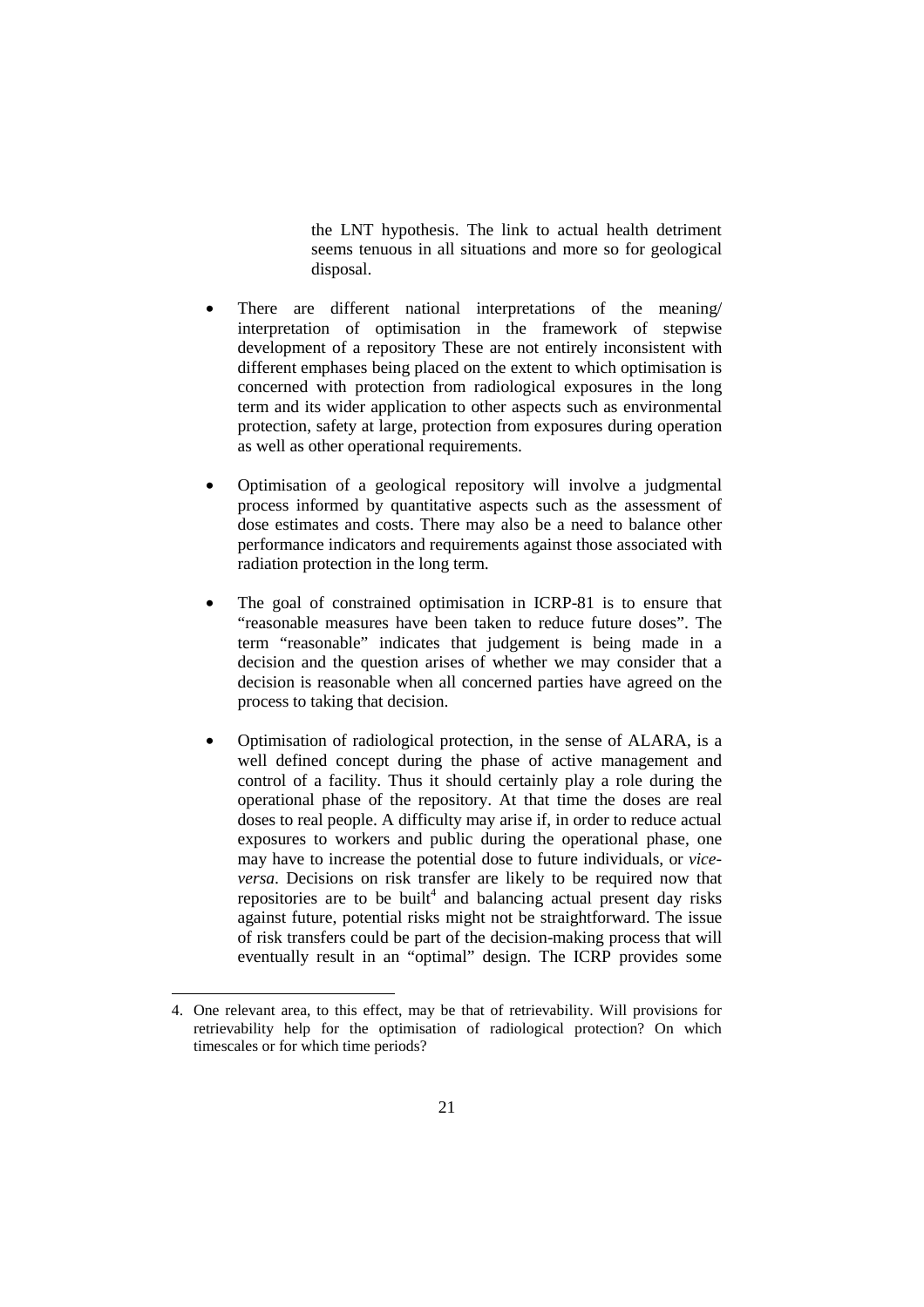the LNT hypothesis. The link to actual health detriment seems tenuous in all situations and more so for geological disposal.

- There are different national interpretations of the meaning/ interpretation of optimisation in the framework of stepwise development of a repository These are not entirely inconsistent with different emphases being placed on the extent to which optimisation is concerned with protection from radiological exposures in the long term and its wider application to other aspects such as environmental protection, safety at large, protection from exposures during operation as well as other operational requirements.

- Optimisation of a geological repository will involve a judgmental process informed by quantitative aspects such as the assessment of dose estimates and costs. There may also be a need to balance other performance indicators and requirements against those associated with radiation protection in the long term.

- The goal of constrained optimisation in ICRP-81 is to ensure that "reasonable measures have been taken to reduce future doses". The term "reasonable" indicates that judgement is being made in a decision and the question arises of whether we may consider that a decision is reasonable when all concerned parties have agreed on the process to taking that decision.

- Optimisation of radiological protection, in the sense of ALARA, is a well defined concept during the phase of active management and control of a facility. Thus it should certainly play a role during the operational phase of the repository. At that time the doses are real doses to real people. A difficulty may arise if, in order to reduce actual exposures to workers and public during the operational phase, one may have to increase the potential dose to future individuals, or *vice-versa*. Decisions on risk transfer are likely to be required now that repositories are to be built[4] and balancing actual present day risks against future, potential risks might not be straightforward. The issue of risk transfers could be part of the decision-making process that will eventually result in an "optimal" design. The ICRP provides some

4. One relevant area, to this effect, may be that of retrievability. Will provisions for retrievability help for the optimisation of radiological protection? On which timescales or for which time periods?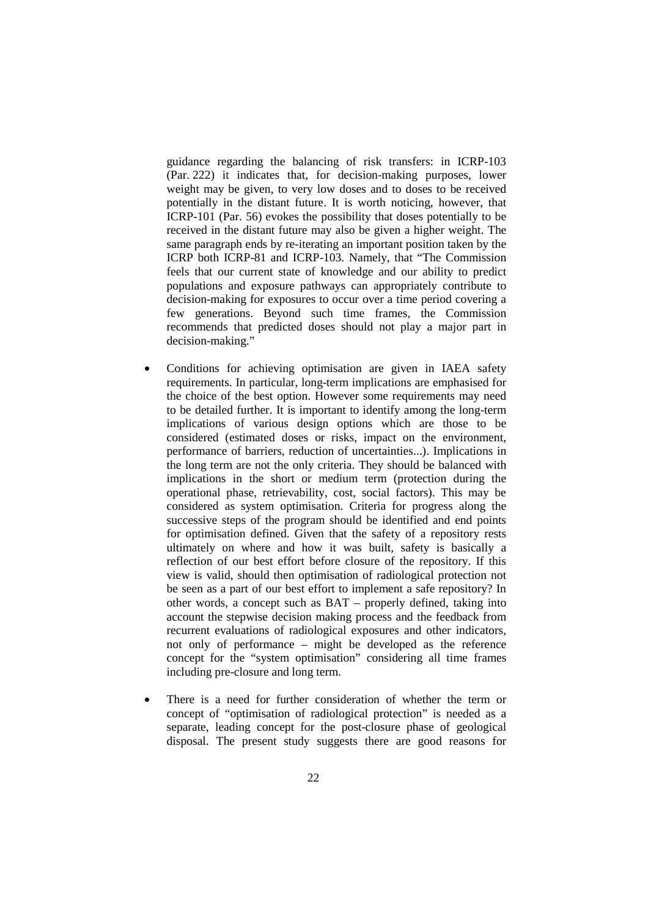guidance regarding the balancing of risk transfers: in ICRP-103 (Par. 222) it indicates that, for decision-making purposes, lower weight may be given, to very low doses and to doses to be received potentially in the distant future. It is worth noticing, however, that ICRP-101 (Par. 56) evokes the possibility that doses potentially to be received in the distant future may also be given a higher weight. The same paragraph ends by re-iterating an important position taken by the ICRP both ICRP-81 and ICRP-103. Namely, that "The Commission feels that our current state of knowledge and our ability to predict populations and exposure pathways can appropriately contribute to decision-making for exposures to occur over a time period covering a few generations. Beyond such time frames, the Commission recommends that predicted doses should not play a major part in decision-making."

- Conditions for achieving optimisation are given in IAEA safety requirements. In particular, long-term implications are emphasised for the choice of the best option. However some requirements may need to be detailed further. It is important to identify among the long-term implications of various design options which are those to be considered (estimated doses or risks, impact on the environment, performance of barriers, reduction of uncertainties...). Implications in the long term are not the only criteria. They should be balanced with implications in the short or medium term (protection during the operational phase, retrievability, cost, social factors). This may be considered as system optimisation. Criteria for progress along the successive steps of the program should be identified and end points for optimisation defined. Given that the safety of a repository rests ultimately on where and how it was built, safety is basically a reflection of our best effort before closure of the repository. If this view is valid, should then optimisation of radiological protection not be seen as a part of our best effort to implement a safe repository? In other words, a concept such as BAT – properly defined, taking into account the stepwise decision making process and the feedback from recurrent evaluations of radiological exposures and other indicators, not only of performance – might be developed as the reference concept for the "system optimisation" considering all time frames including pre-closure and long term.

- There is a need for further consideration of whether the term or concept of "optimisation of radiological protection" is needed as a separate, leading concept for the post-closure phase of geological disposal. The present study suggests there are good reasons for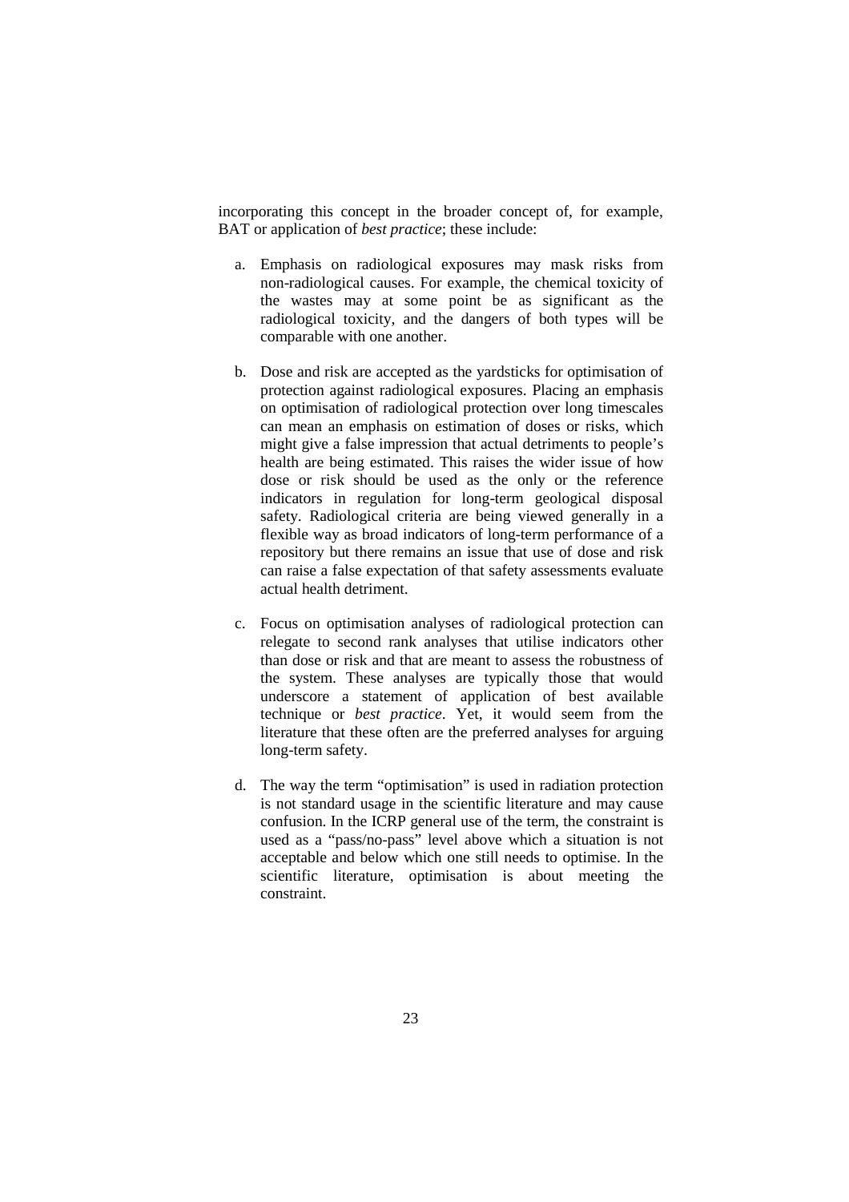incorporating this concept in the broader concept of, for example, BAT or application of *best practice*; these include:

a. Emphasis on radiological exposures may mask risks from non-radiological causes. For example, the chemical toxicity of the wastes may at some point be as significant as the radiological toxicity, and the dangers of both types will be comparable with one another.

b. Dose and risk are accepted as the yardsticks for optimisation of protection against radiological exposures. Placing an emphasis on optimisation of radiological protection over long timescales can mean an emphasis on estimation of doses or risks, which might give a false impression that actual detriments to people's health are being estimated. This raises the wider issue of how dose or risk should be used as the only or the reference indicators in regulation for long-term geological disposal safety. Radiological criteria are being viewed generally in a flexible way as broad indicators of long-term performance of a repository but there remains an issue that use of dose and risk can raise a false expectation of that safety assessments evaluate actual health detriment.

c. Focus on optimisation analyses of radiological protection can relegate to second rank analyses that utilise indicators other than dose or risk and that are meant to assess the robustness of the system. These analyses are typically those that would underscore a statement of application of best available technique or *best practice*. Yet, it would seem from the literature that these often are the preferred analyses for arguing long-term safety.

d. The way the term "optimisation" is used in radiation protection is not standard usage in the scientific literature and may cause confusion. In the ICRP general use of the term, the constraint is used as a "pass/no-pass" level above which a situation is not acceptable and below which one still needs to optimise. In the scientific literature, optimisation is about meeting the constraint.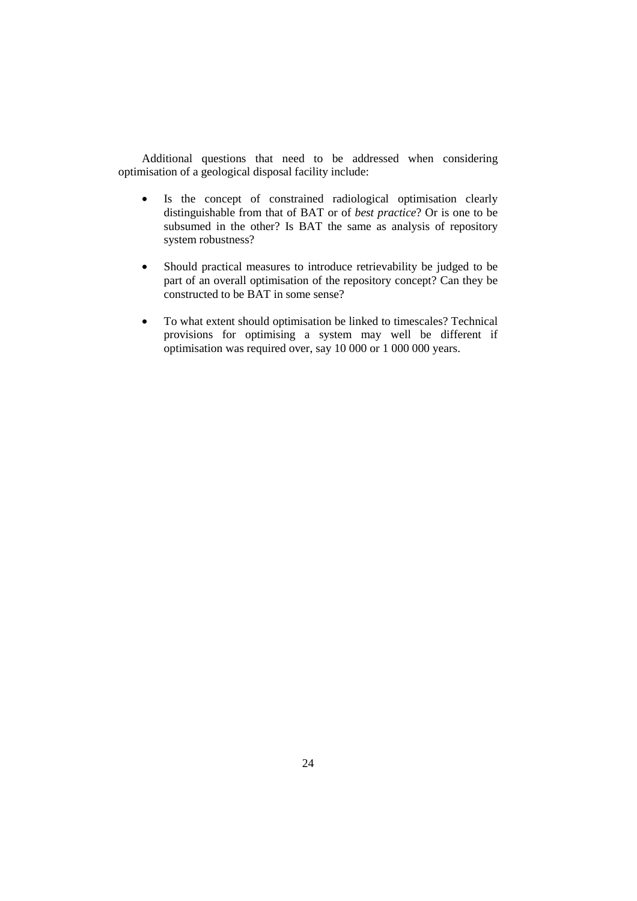Additional questions that need to be addressed when considering optimisation of a geological disposal facility include:

- Is the concept of constrained radiological optimisation clearly distinguishable from that of BAT or of *best practice*? Or is one to be subsumed in the other? Is BAT the same as analysis of repository system robustness?

- Should practical measures to introduce retrievability be judged to be part of an overall optimisation of the repository concept? Can they be constructed to be BAT in some sense?

- To what extent should optimisation be linked to timescales? Technical provisions for optimising a system may well be different if optimisation was required over, say 10 000 or 1 000 000 years.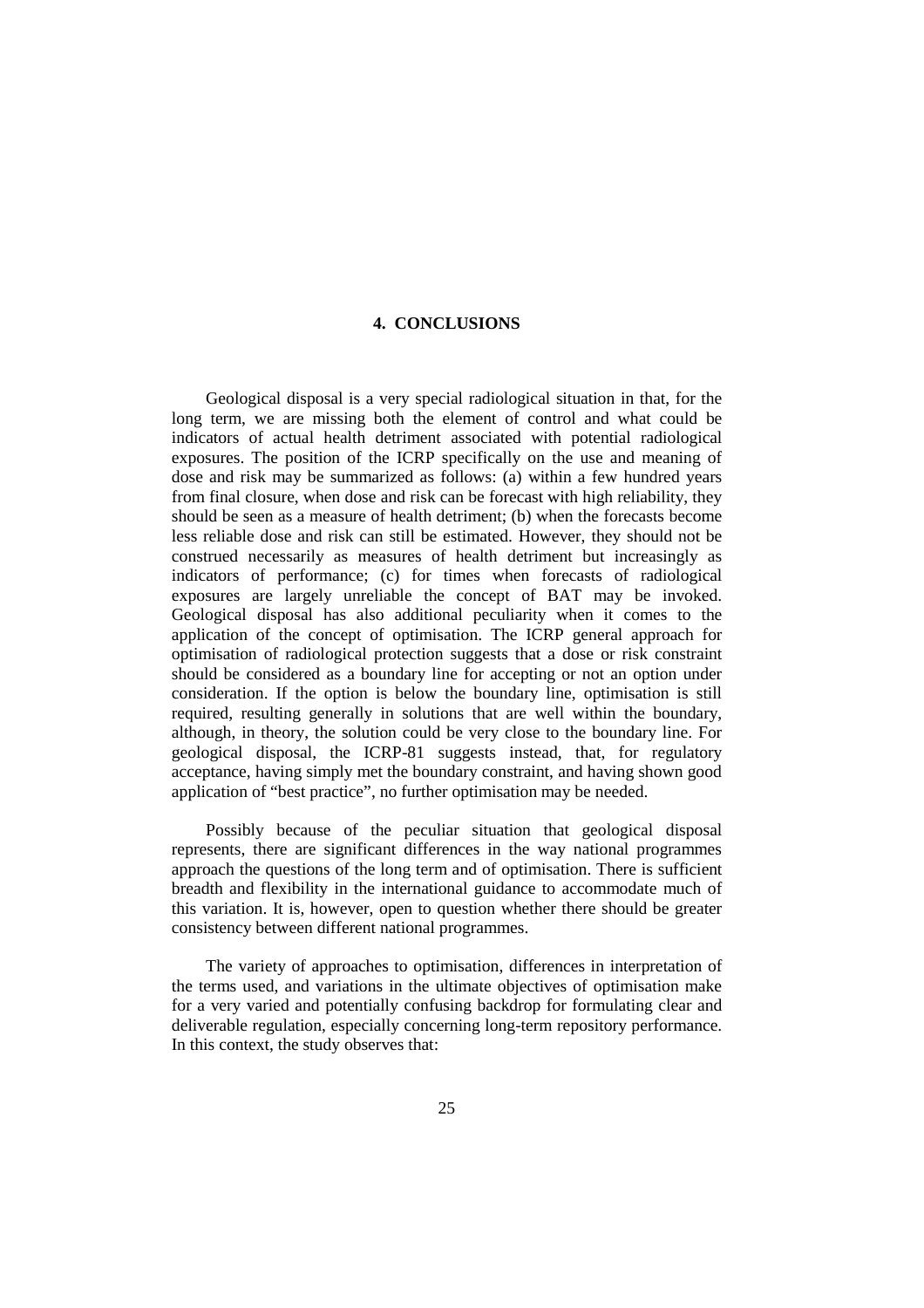## 4. CONCLUSIONS

Geological disposal is a very special radiological situation in that, for the long term, we are missing both the element of control and what could be indicators of actual health detriment associated with potential radiological exposures. The position of the ICRP specifically on the use and meaning of dose and risk may be summarized as follows: (a) within a few hundred years from final closure, when dose and risk can be forecast with high reliability, they should be seen as a measure of health detriment; (b) when the forecasts become less reliable dose and risk can still be estimated. However, they should not be construed necessarily as measures of health detriment but increasingly as indicators of performance; (c) for times when forecasts of radiological exposures are largely unreliable the concept of BAT may be invoked. Geological disposal has also additional peculiarity when it comes to the application of the concept of optimisation. The ICRP general approach for optimisation of radiological protection suggests that a dose or risk constraint should be considered as a boundary line for accepting or not an option under consideration. If the option is below the boundary line, optimisation is still required, resulting generally in solutions that are well within the boundary, although, in theory, the solution could be very close to the boundary line. For geological disposal, the ICRP-81 suggests instead, that, for regulatory acceptance, having simply met the boundary constraint, and having shown good application of "best practice", no further optimisation may be needed.

Possibly because of the peculiar situation that geological disposal represents, there are significant differences in the way national programmes approach the questions of the long term and of optimisation. There is sufficient breadth and flexibility in the international guidance to accommodate much of this variation. It is, however, open to question whether there should be greater consistency between different national programmes.

The variety of approaches to optimisation, differences in interpretation of the terms used, and variations in the ultimate objectives of optimisation make for a very varied and potentially confusing backdrop for formulating clear and deliverable regulation, especially concerning long-term repository performance. In this context, the study observes that: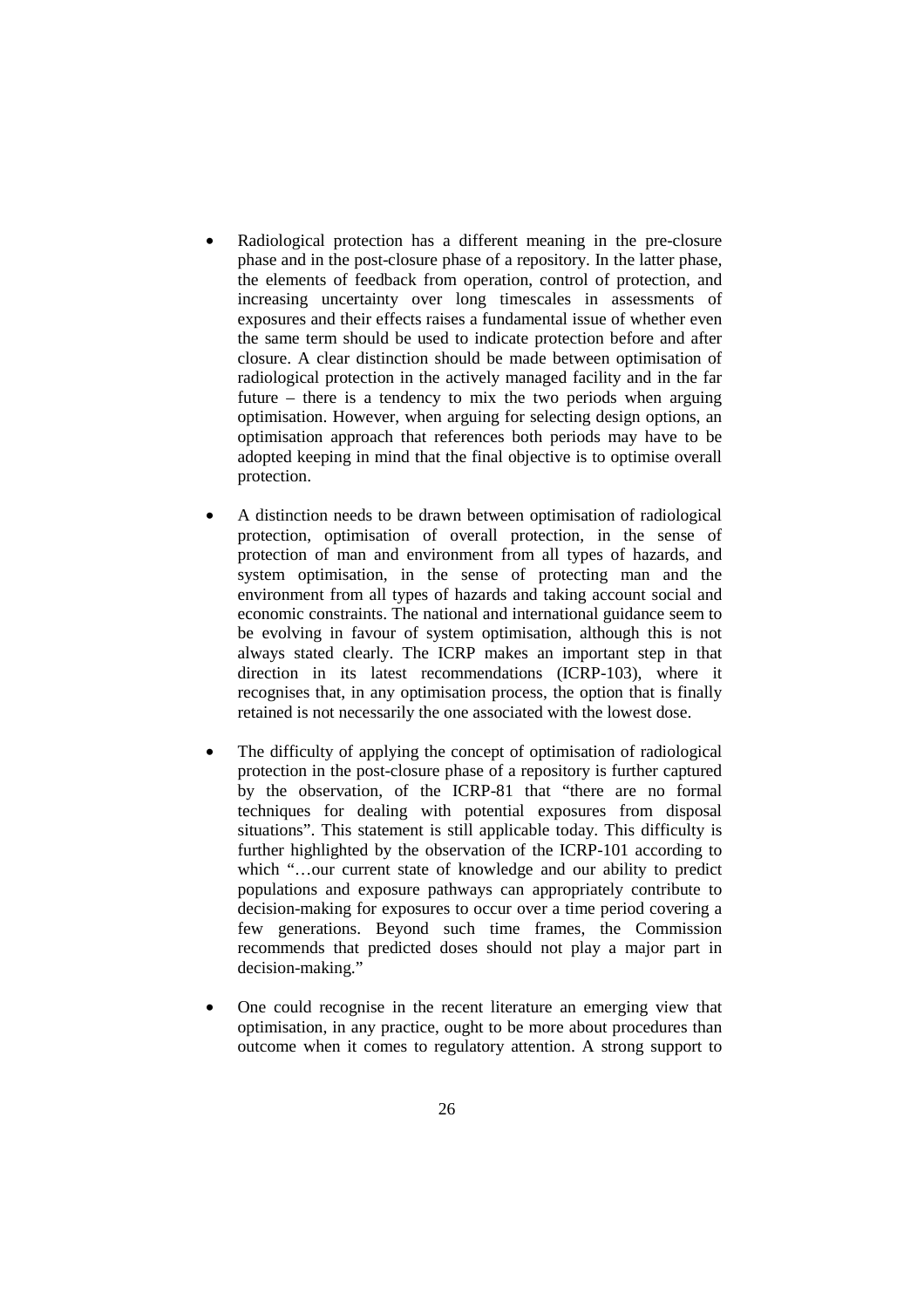- Radiological protection has a different meaning in the pre-closure phase and in the post-closure phase of a repository. In the latter phase, the elements of feedback from operation, control of protection, and increasing uncertainty over long timescales in assessments of exposures and their effects raises a fundamental issue of whether even the same term should be used to indicate protection before and after closure. A clear distinction should be made between optimisation of radiological protection in the actively managed facility and in the far future – there is a tendency to mix the two periods when arguing optimisation. However, when arguing for selecting design options, an optimisation approach that references both periods may have to be adopted keeping in mind that the final objective is to optimise overall protection.

- A distinction needs to be drawn between optimisation of radiological protection, optimisation of overall protection, in the sense of protection of man and environment from all types of hazards, and system optimisation, in the sense of protecting man and the environment from all types of hazards and taking account social and economic constraints. The national and international guidance seem to be evolving in favour of system optimisation, although this is not always stated clearly. The ICRP makes an important step in that direction in its latest recommendations (ICRP-103), where it recognises that, in any optimisation process, the option that is finally retained is not necessarily the one associated with the lowest dose.

- The difficulty of applying the concept of optimisation of radiological protection in the post-closure phase of a repository is further captured by the observation, of the ICRP-81 that "there are no formal techniques for dealing with potential exposures from disposal situations". This statement is still applicable today. This difficulty is further highlighted by the observation of the ICRP-101 according to which "…our current state of knowledge and our ability to predict populations and exposure pathways can appropriately contribute to decision-making for exposures to occur over a time period covering a few generations. Beyond such time frames, the Commission recommends that predicted doses should not play a major part in decision-making."

- One could recognise in the recent literature an emerging view that optimisation, in any practice, ought to be more about procedures than outcome when it comes to regulatory attention. A strong support to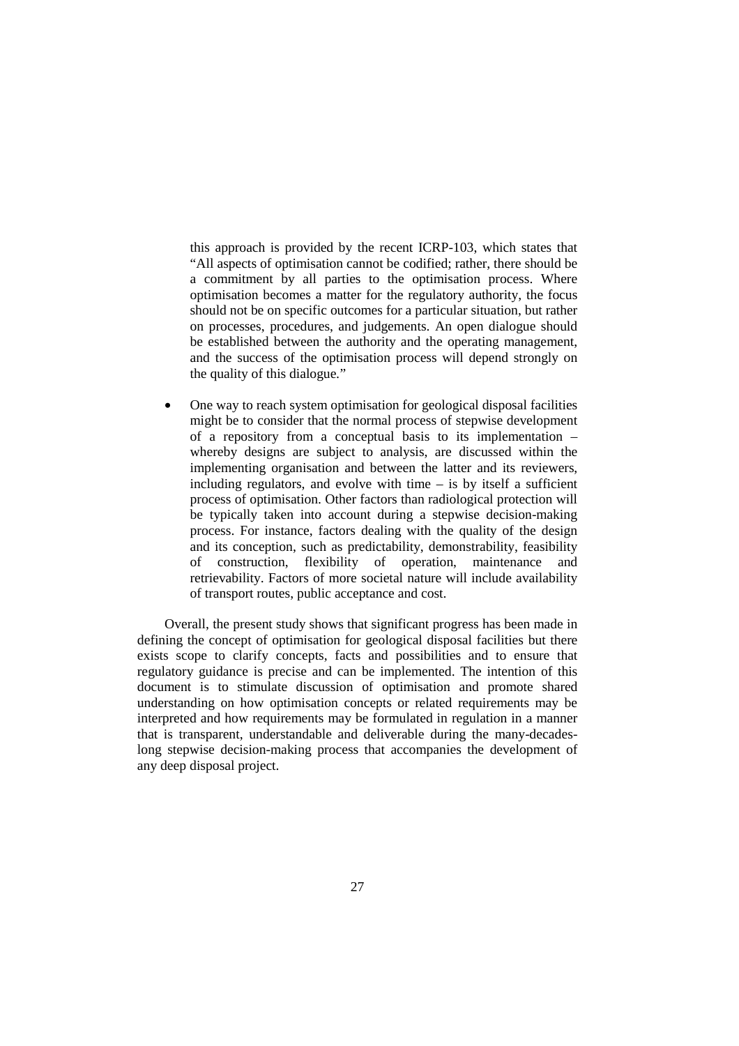this approach is provided by the recent ICRP-103, which states that "All aspects of optimisation cannot be codified; rather, there should be a commitment by all parties to the optimisation process. Where optimisation becomes a matter for the regulatory authority, the focus should not be on specific outcomes for a particular situation, but rather on processes, procedures, and judgements. An open dialogue should be established between the authority and the operating management, and the success of the optimisation process will depend strongly on the quality of this dialogue."

- One way to reach system optimisation for geological disposal facilities might be to consider that the normal process of stepwise development of a repository from a conceptual basis to its implementation – whereby designs are subject to analysis, are discussed within the implementing organisation and between the latter and its reviewers, including regulators, and evolve with time – is by itself a sufficient process of optimisation. Other factors than radiological protection will be typically taken into account during a stepwise decision-making process. For instance, factors dealing with the quality of the design and its conception, such as predictability, demonstrability, feasibility of construction, flexibility of operation, maintenance and retrievability. Factors of more societal nature will include availability of transport routes, public acceptance and cost.

Overall, the present study shows that significant progress has been made in defining the concept of optimisation for geological disposal facilities but there exists scope to clarify concepts, facts and possibilities and to ensure that regulatory guidance is precise and can be implemented. The intention of this document is to stimulate discussion of optimisation and promote shared understanding on how optimisation concepts or related requirements may be interpreted and how requirements may be formulated in regulation in a manner that is transparent, understandable and deliverable during the many-decades-long stepwise decision-making process that accompanies the development of any deep disposal project.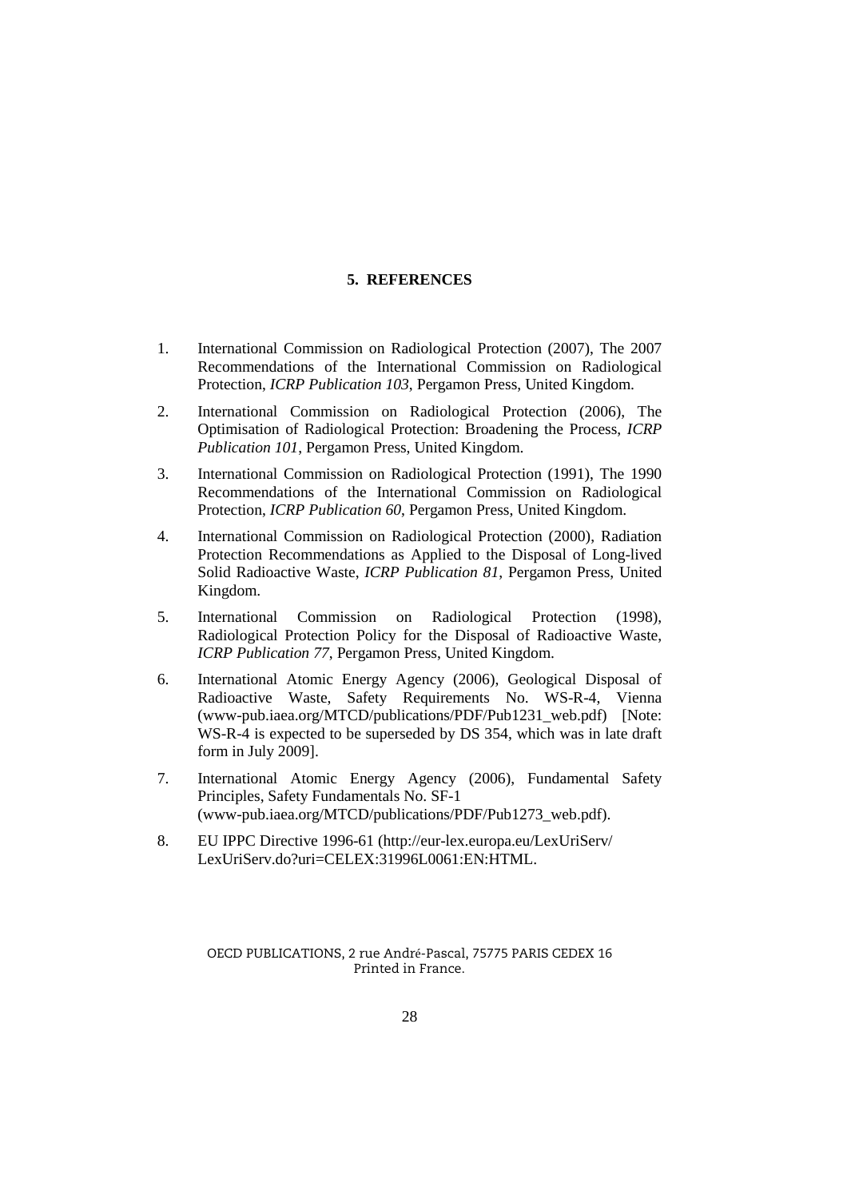## 5. REFERENCES

1. International Commission on Radiological Protection (2007), The 2007 Recommendations of the International Commission on Radiological Protection, *ICRP Publication 103*, Pergamon Press, United Kingdom.

2. International Commission on Radiological Protection (2006), The Optimisation of Radiological Protection: Broadening the Process, *ICRP Publication 101*, Pergamon Press, United Kingdom.

3. International Commission on Radiological Protection (1991), The 1990 Recommendations of the International Commission on Radiological Protection, *ICRP Publication 60*, Pergamon Press, United Kingdom.

4. International Commission on Radiological Protection (2000), Radiation Protection Recommendations as Applied to the Disposal of Long-lived Solid Radioactive Waste, *ICRP Publication 81*, Pergamon Press, United Kingdom.

5. International Commission on Radiological Protection (1998), Radiological Protection Policy for the Disposal of Radioactive Waste, *ICRP Publication 77*, Pergamon Press, United Kingdom.

6. International Atomic Energy Agency (2006), Geological Disposal of Radioactive Waste, Safety Requirements No. WS-R-4, Vienna (www-pub.iaea.org/MTCD/publications/PDF/Pub1231_web.pdf) [Note: WS-R-4 is expected to be superseded by DS 354, which was in late draft form in July 2009].

7. International Atomic Energy Agency (2006), Fundamental Safety Principles, Safety Fundamentals No. SF-1 (www-pub.iaea.org/MTCD/publications/PDF/Pub1273_web.pdf).

8. EU IPPC Directive 1996-61 (http://eur-lex.europa.eu/LexUriServ/LexUriServ.do?uri=CELEX:31996L0061:EN:HTML.

OECD PUBLICATIONS, 2 rue André-Pascal, 75775 PARIS CEDEX 16
Printed in France.